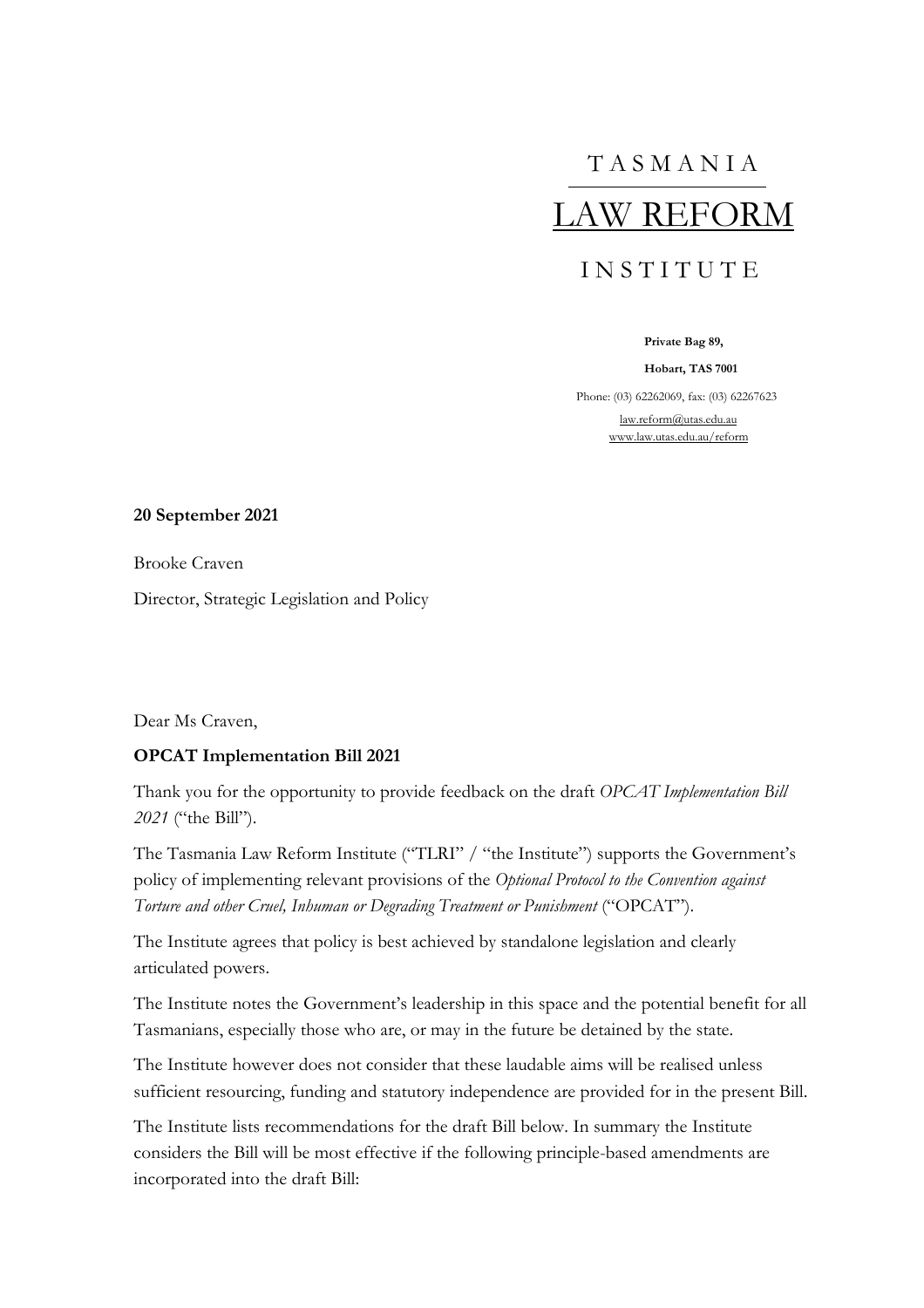TASMANIA

LAW REFORM

INSTITUTE

**Private Bag 89,**

**Hobart, TAS 7001**

Phone: (03) 62262069, fax: (03) 62267623

law.reform@utas.edu.au

www.law.utas.edu.au/reform

**20 September 2021**

Brooke Craven

Director, Strategic Legislation and Policy

Dear Ms Craven,

**OPCAT Implementation Bill 2021**

Thank you for the opportunity to provide feedback on the draft *OPCAT Implementation Bill 2021* ("the Bill").

The Tasmania Law Reform Institute ("TLRI" / "the Institute") supports the Government's policy of implementing relevant provisions of the *Optional Protocol to the Convention against Torture and other Cruel, Inhuman or Degrading Treatment or Punishment* ("OPCAT").

The Institute agrees that policy is best achieved by standalone legislation and clearly articulated powers.

The Institute notes the Government's leadership in this space and the potential benefit for all Tasmanians, especially those who are, or may in the future be detained by the state.

The Institute however does not consider that these laudable aims will be realised unless sufficient resourcing, funding and statutory independence are provided for in the present Bill.

The Institute lists recommendations for the draft Bill below. In summary the Institute considers the Bill will be most effective if the following principle-based amendments are incorporated into the draft Bill: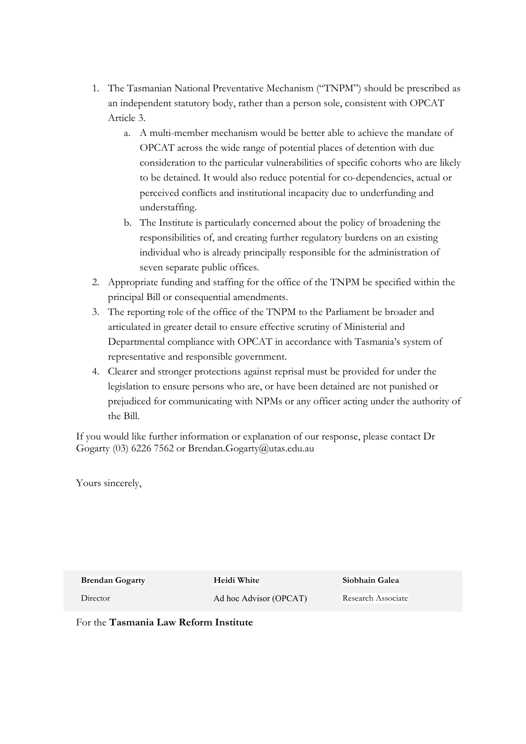1. The Tasmanian National Preventative Mechanism ("TNPM") should be prescribed as an independent statutory body, rather than a person sole, consistent with OPCAT Article 3.
    a. A multi-member mechanism would be better able to achieve the mandate of OPCAT across the wide range of potential places of detention with due consideration to the particular vulnerabilities of specific cohorts who are likely to be detained. It would also reduce potential for co-dependencies, actual or perceived conflicts and institutional incapacity due to underfunding and understaffing.
    b. The Institute is particularly concerned about the policy of broadening the responsibilities of, and creating further regulatory burdens on an existing individual who is already principally responsible for the administration of seven separate public offices.
2. Appropriate funding and staffing for the office of the TNPM be specified within the principal Bill or consequential amendments.
3. The reporting role of the office of the TNPM to the Parliament be broader and articulated in greater detail to ensure effective scrutiny of Ministerial and Departmental compliance with OPCAT in accordance with Tasmania's system of representative and responsible government.
4. Clearer and stronger protections against reprisal must be provided for under the legislation to ensure persons who are, or have been detained are not punished or prejudiced for communicating with NPMs or any officer acting under the authority of the Bill.

If you would like further information or explanation of our response, please contact Dr Gogarty (03) 6226 7562 or Brendan.Gogarty@utas.edu.au

Yours sincerely,

| **Brendan Gogarty** | **Heidi White** | **Siobhain Galea** |
|---|---|---|
| Director | Ad hoc Advisor (OPCAT) | Research Associate |

For the **Tasmania Law Reform Institute**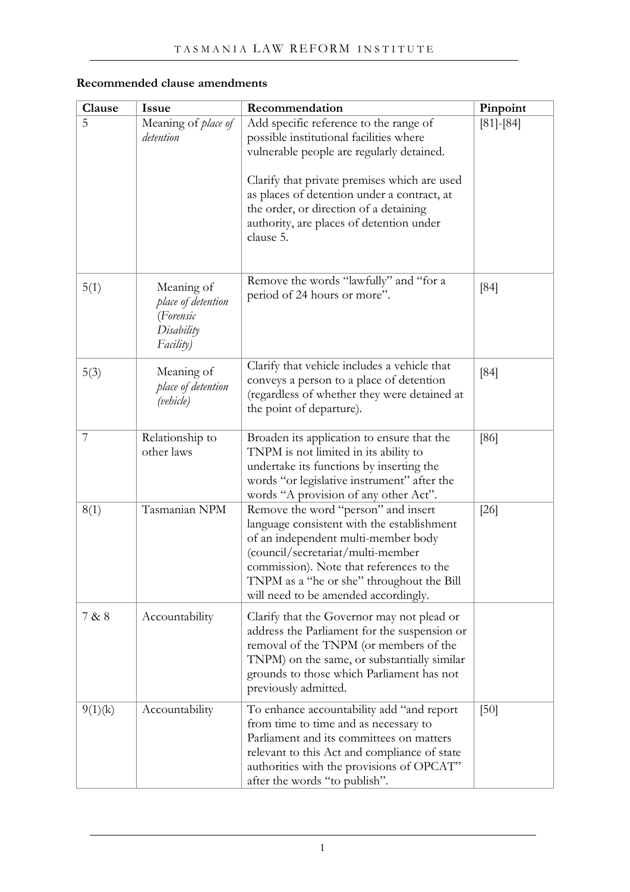**Recommended clause amendments**

| Clause | Issue | Recommendation | Pinpoint |
|---|---|---|---|
| 5 | Meaning of *place of detention* | Add specific reference to the range of possible institutional facilities where vulnerable people are regularly detained.<br><br>Clarify that private premises which are used as places of detention under a contract, at the order, or direction of a detaining authority, are places of detention under clause 5. | [81]-[84] |
| 5(1) | Meaning of *place of detention* (*Forensic Disability Facility)* | Remove the words "lawfully" and "for a period of 24 hours or more". | [84] |
| 5(3) | Meaning of *place of detention (vehicle)* | Clarify that vehicle includes a vehicle that conveys a person to a place of detention (regardless of whether they were detained at the point of departure). | [84] |
| 7 | Relationship to other laws | Broaden its application to ensure that the TNPM is not limited in its ability to undertake its functions by inserting the words "or legislative instrument" after the words "A provision of any other Act". | [86] |
| 8(1) | Tasmanian NPM | Remove the word "person" and insert language consistent with the establishment of an independent multi-member body (council/secretariat/multi-member commission). Note that references to the TNPM as a "he or she" throughout the Bill will need to be amended accordingly. | [26] |
| 7 & 8 | Accountability | Clarify that the Governor may not plead or address the Parliament for the suspension or removal of the TNPM (or members of the TNPM) on the same, or substantially similar grounds to those which Parliament has not previously admitted. | |
| 9(1)(k) | Accountability | To enhance accountability add "and report from time to time and as necessary to Parliament and its committees on matters relevant to this Act and compliance of state authorities with the provisions of OPCAT" after the words "to publish". | [50] |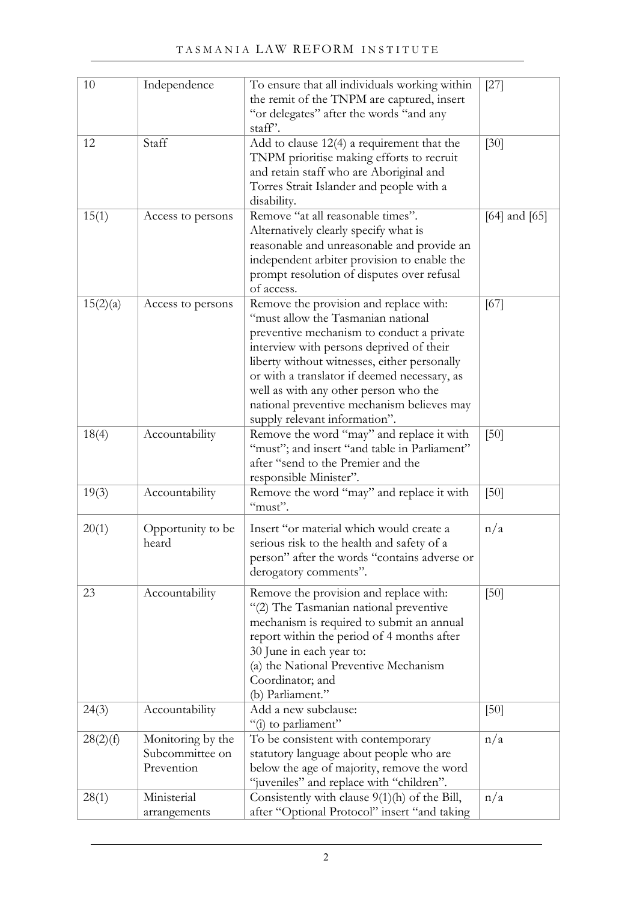| 10 | Independence | To ensure that all individuals working within the remit of the TNPM are captured, insert "or delegates" after the words "and any staff". | [27] |
|---|---|---|---|
| 12 | Staff | Add to clause 12(4) a requirement that the TNPM prioritise making efforts to recruit and retain staff who are Aboriginal and Torres Strait Islander and people with a disability. | [30] |
| 15(1) | Access to persons | Remove "at all reasonable times". Alternatively clearly specify what is reasonable and unreasonable and provide an independent arbiter provision to enable the prompt resolution of disputes over refusal of access. | [64] and [65] |
| 15(2)(a) | Access to persons | Remove the provision and replace with: "must allow the Tasmanian national preventive mechanism to conduct a private interview with persons deprived of their liberty without witnesses, either personally or with a translator if deemed necessary, as well as with any other person who the national preventive mechanism believes may supply relevant information". | [67] |
| 18(4) | Accountability | Remove the word "may" and replace it with "must"; and insert "and table in Parliament" after "send to the Premier and the responsible Minister". | [50] |
| 19(3) | Accountability | Remove the word "may" and replace it with "must". | [50] |
| 20(1) | Opportunity to be heard | Insert "or material which would create a serious risk to the health and safety of a person" after the words "contains adverse or derogatory comments". | n/a |
| 23 | Accountability | Remove the provision and replace with: "(2) The Tasmanian national preventive mechanism is required to submit an annual report within the period of 4 months after 30 June in each year to: (a) the National Preventive Mechanism Coordinator; and (b) Parliament." | [50] |
| 24(3) | Accountability | Add a new subclause: "(i) to parliament" | [50] |
| 28(2)(f) | Monitoring by the Subcommittee on Prevention | To be consistent with contemporary statutory language about people who are below the age of majority, remove the word "juveniles" and replace with "children". | n/a |
| 28(1) | Ministerial arrangements | Consistently with clause 9(1)(h) of the Bill, after "Optional Protocol" insert "and taking | |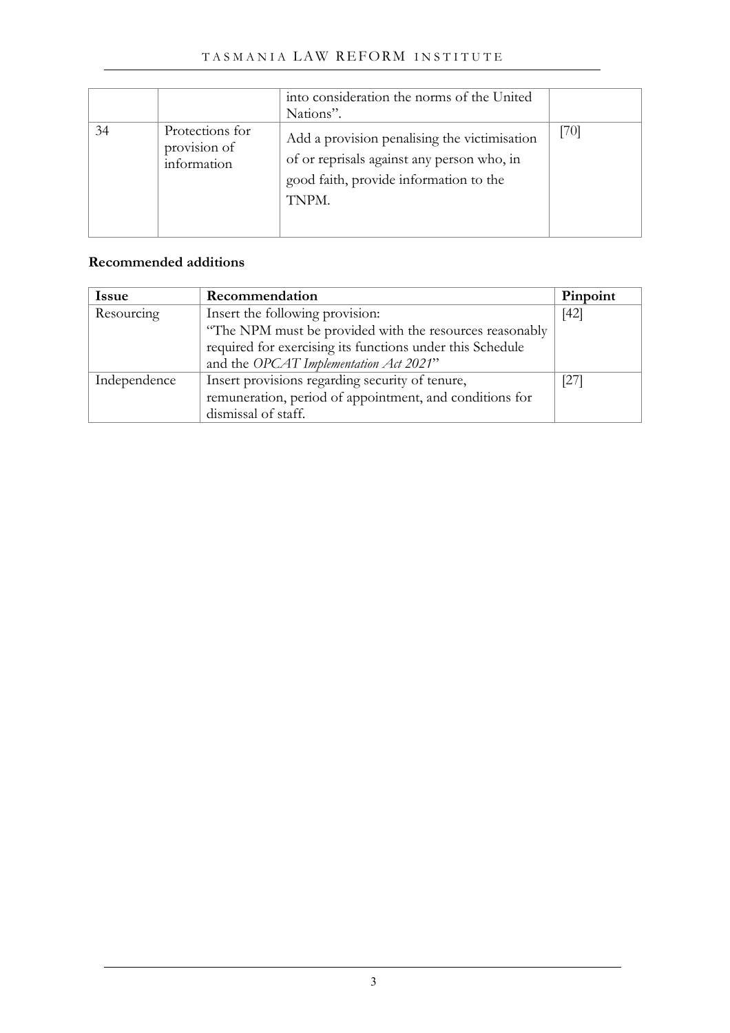|  |  | into consideration the norms of the United Nations". |  |
|---|---|---|---|
| 34 | Protections for provision of information | Add a provision penalising the victimisation of or reprisals against any person who, in good faith, provide information to the TNPM. | [70] |

**Recommended additions**

| Issue | Recommendation | Pinpoint |
|---|---|---|
| Resourcing | Insert the following provision: "The NPM must be provided with the resources reasonably required for exercising its functions under this Schedule and the *OPCAT Implementation Act 2021*" | [42] |
| Independence | Insert provisions regarding security of tenure, remuneration, period of appointment, and conditions for dismissal of staff. | [27] |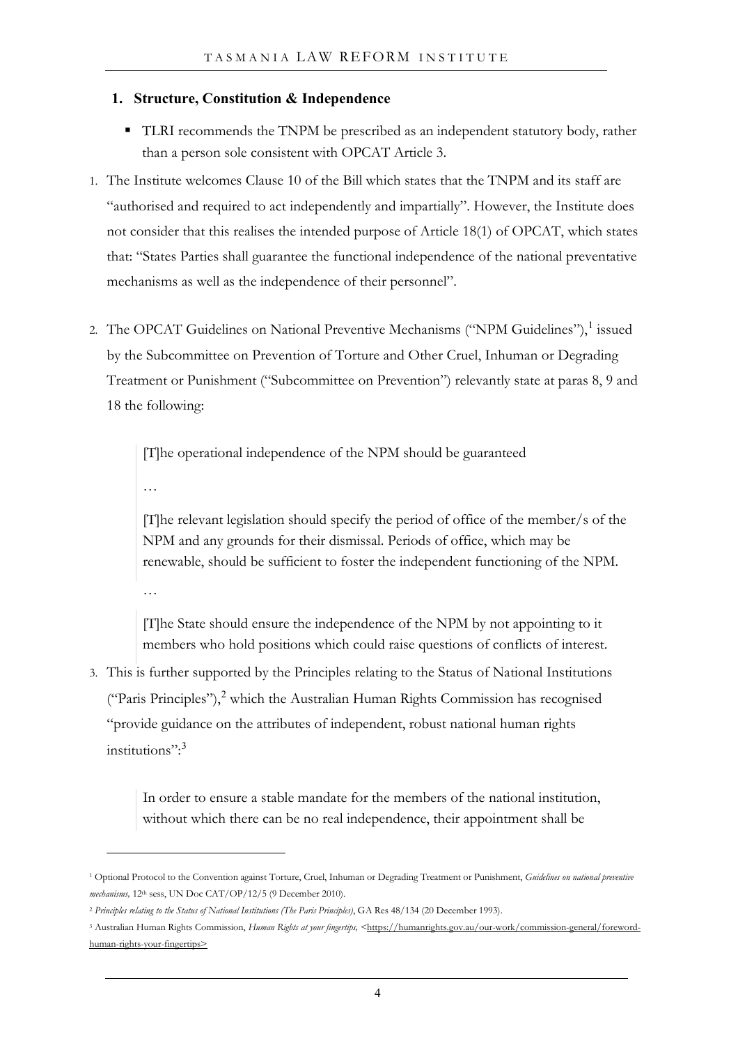## 1. Structure, Constitution & Independence

- TLRI recommends the TNPM be prescribed as an independent statutory body, rather than a person sole consistent with OPCAT Article 3.

1. The Institute welcomes Clause 10 of the Bill which states that the TNPM and its staff are "authorised and required to act independently and impartially". However, the Institute does not consider that this realises the intended purpose of Article 18(1) of OPCAT, which states that: "States Parties shall guarantee the functional independence of the national preventative mechanisms as well as the independence of their personnel".

2. The OPCAT Guidelines on National Preventive Mechanisms ("NPM Guidelines"),[1] issued by the Subcommittee on Prevention of Torture and Other Cruel, Inhuman or Degrading Treatment or Punishment ("Subcommittee on Prevention") relevantly state at paras 8, 9 and 18 the following:

   > [T]he operational independence of the NPM should be guaranteed
   >
   > …
   >
   > [T]he relevant legislation should specify the period of office of the member/s of the NPM and any grounds for their dismissal. Periods of office, which may be renewable, should be sufficient to foster the independent functioning of the NPM.
   >
   > …
   >
   > [T]he State should ensure the independence of the NPM by not appointing to it members who hold positions which could raise questions of conflicts of interest.

3. This is further supported by the Principles relating to the Status of National Institutions ("Paris Principles"),[2] which the Australian Human Rights Commission has recognised "provide guidance on the attributes of independent, robust national human rights institutions":[3]

   > In order to ensure a stable mandate for the members of the national institution, without which there can be no real independence, their appointment shall be

---

[1] Optional Protocol to the Convention against Torture, Cruel, Inhuman or Degrading Treatment or Punishment, *Guidelines on national preventive mechanisms,* 12th sess, UN Doc CAT/OP/12/5 (9 December 2010).

[2] *Principles relating to the Status of National Institutions (The Paris Principles)*, GA Res 48/134 (20 December 1993).

[3] Australian Human Rights Commission, *Human Rights at your fingertips,* <https://humanrights.gov.au/our-work/commission-general/foreword-human-rights-your-fingertips>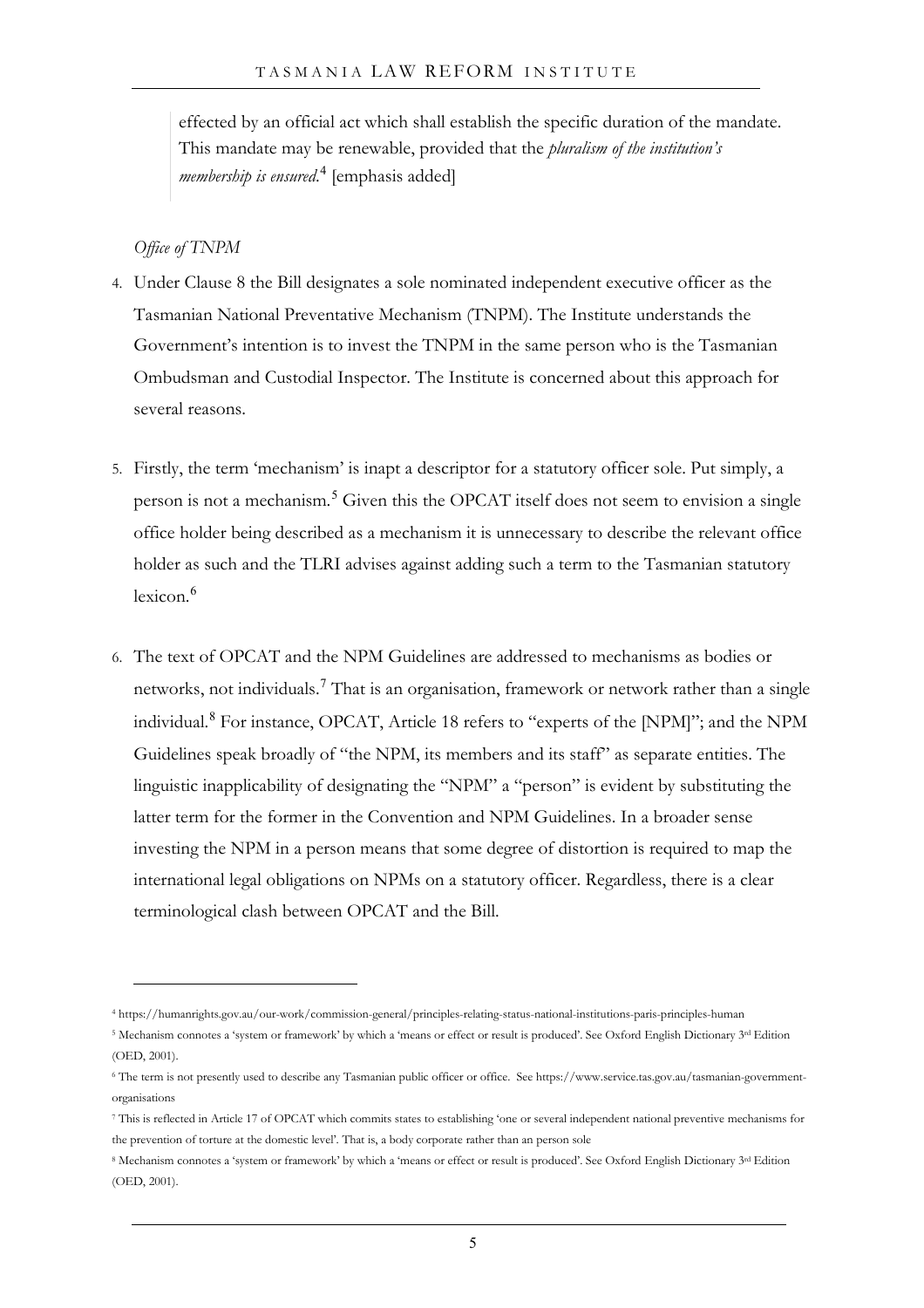> effected by an official act which shall establish the specific duration of the mandate. This mandate may be renewable, provided that the *pluralism of the institution's membership is ensured*.[4] [emphasis added]

*Office of TNPM*

4. Under Clause 8 the Bill designates a sole nominated independent executive officer as the Tasmanian National Preventative Mechanism (TNPM). The Institute understands the Government's intention is to invest the TNPM in the same person who is the Tasmanian Ombudsman and Custodial Inspector. The Institute is concerned about this approach for several reasons.

5. Firstly, the term 'mechanism' is inapt a descriptor for a statutory officer sole. Put simply, a person is not a mechanism.[5] Given this the OPCAT itself does not seem to envision a single office holder being described as a mechanism it is unnecessary to describe the relevant office holder as such and the TLRI advises against adding such a term to the Tasmanian statutory lexicon.[6]

6. The text of OPCAT and the NPM Guidelines are addressed to mechanisms as bodies or networks, not individuals.[7] That is an organisation, framework or network rather than a single individual.[8] For instance, OPCAT, Article 18 refers to "experts of the [NPM]"; and the NPM Guidelines speak broadly of "the NPM, its members and its staff" as separate entities. The linguistic inapplicability of designating the "NPM" a "person" is evident by substituting the latter term for the former in the Convention and NPM Guidelines. In a broader sense investing the NPM in a person means that some degree of distortion is required to map the international legal obligations on NPMs on a statutory officer. Regardless, there is a clear terminological clash between OPCAT and the Bill.

---

[4] https://humanrights.gov.au/our-work/commission-general/principles-relating-status-national-institutions-paris-principles-human

[5] Mechanism connotes a 'system or framework' by which a 'means or effect or result is produced'. See Oxford English Dictionary 3rd Edition (OED, 2001).

[6] The term is not presently used to describe any Tasmanian public officer or office. See https://www.service.tas.gov.au/tasmanian-government-organisations

[7] This is reflected in Article 17 of OPCAT which commits states to establishing 'one or several independent national preventive mechanisms for the prevention of torture at the domestic level'. That is, a body corporate rather than an person sole

[8] Mechanism connotes a 'system or framework' by which a 'means or effect or result is produced'. See Oxford English Dictionary 3rd Edition (OED, 2001).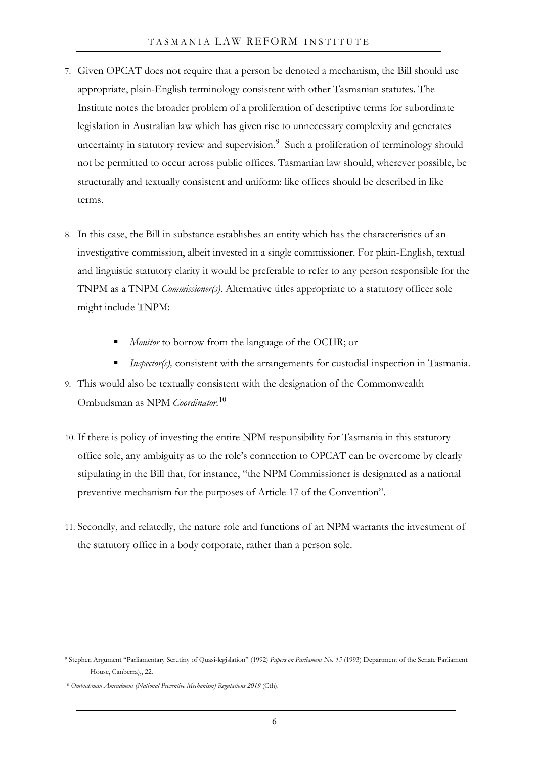7. Given OPCAT does not require that a person be denoted a mechanism, the Bill should use appropriate, plain-English terminology consistent with other Tasmanian statutes. The Institute notes the broader problem of a proliferation of descriptive terms for subordinate legislation in Australian law which has given rise to unnecessary complexity and generates uncertainty in statutory review and supervision.[9] Such a proliferation of terminology should not be permitted to occur across public offices. Tasmanian law should, wherever possible, be structurally and textually consistent and uniform: like offices should be described in like terms.

8. In this case, the Bill in substance establishes an entity which has the characteristics of an investigative commission, albeit invested in a single commissioner. For plain-English, textual and linguistic statutory clarity it would be preferable to refer to any person responsible for the TNPM as a TNPM *Commissioner(s)*. Alternative titles appropriate to a statutory officer sole might include TNPM:

   - *Monitor* to borrow from the language of the OCHR; or
   - *Inspector(s),* consistent with the arrangements for custodial inspection in Tasmania.

9. This would also be textually consistent with the designation of the Commonwealth Ombudsman as NPM *Coordinator*.[10]

10. If there is policy of investing the entire NPM responsibility for Tasmania in this statutory office sole, any ambiguity as to the role's connection to OPCAT can be overcome by clearly stipulating in the Bill that, for instance, "the NPM Commissioner is designated as a national preventive mechanism for the purposes of Article 17 of the Convention".

11. Secondly, and relatedly, the nature role and functions of an NPM warrants the investment of the statutory office in a body corporate, rather than a person sole.

---

[9] Stephen Argument "Parliamentary Scrutiny of Quasi-legislation" (1992) *Papers on Parliament No. 15* (1993) Department of the Senate Parliament House, Canberra),, 22.

[10] *Ombudsman Amendment (National Preventive Mechanism) Regulations 2019* (Cth).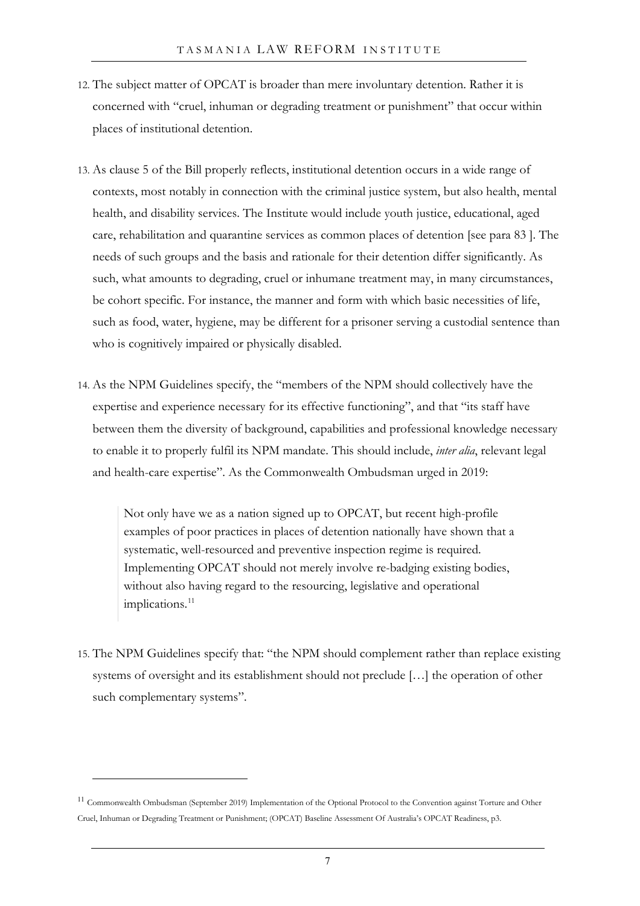12. The subject matter of OPCAT is broader than mere involuntary detention. Rather it is concerned with "cruel, inhuman or degrading treatment or punishment" that occur within places of institutional detention.

13. As clause 5 of the Bill properly reflects, institutional detention occurs in a wide range of contexts, most notably in connection with the criminal justice system, but also health, mental health, and disability services. The Institute would include youth justice, educational, aged care, rehabilitation and quarantine services as common places of detention [see para 83 ]. The needs of such groups and the basis and rationale for their detention differ significantly. As such, what amounts to degrading, cruel or inhumane treatment may, in many circumstances, be cohort specific. For instance, the manner and form with which basic necessities of life, such as food, water, hygiene, may be different for a prisoner serving a custodial sentence than who is cognitively impaired or physically disabled.

14. As the NPM Guidelines specify, the "members of the NPM should collectively have the expertise and experience necessary for its effective functioning", and that "its staff have between them the diversity of background, capabilities and professional knowledge necessary to enable it to properly fulfil its NPM mandate. This should include, *inter alia*, relevant legal and health-care expertise". As the Commonwealth Ombudsman urged in 2019:

> Not only have we as a nation signed up to OPCAT, but recent high-profile examples of poor practices in places of detention nationally have shown that a systematic, well-resourced and preventive inspection regime is required. Implementing OPCAT should not merely involve re-badging existing bodies, without also having regard to the resourcing, legislative and operational implications.[11]

15. The NPM Guidelines specify that: "the NPM should complement rather than replace existing systems of oversight and its establishment should not preclude […] the operation of other such complementary systems".

---

[11] Commonwealth Ombudsman (September 2019) Implementation of the Optional Protocol to the Convention against Torture and Other Cruel, Inhuman or Degrading Treatment or Punishment; (OPCAT) Baseline Assessment Of Australia's OPCAT Readiness, p3.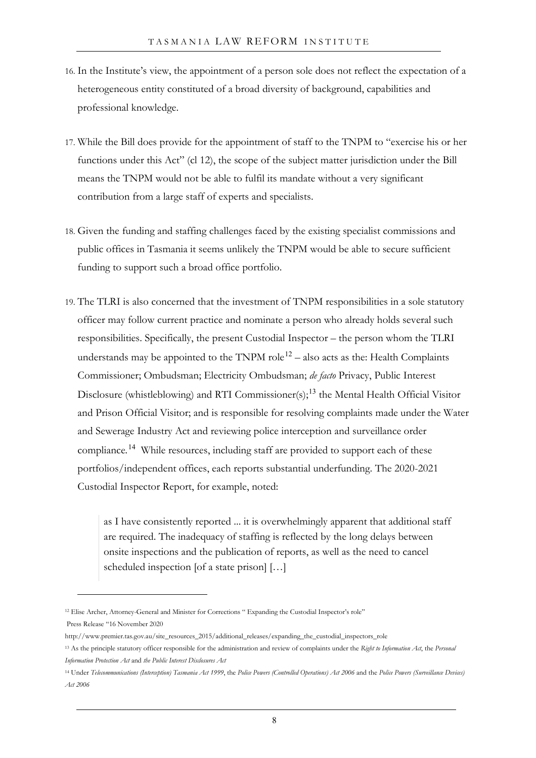16. In the Institute's view, the appointment of a person sole does not reflect the expectation of a heterogeneous entity constituted of a broad diversity of background, capabilities and professional knowledge.

17. While the Bill does provide for the appointment of staff to the TNPM to "exercise his or her functions under this Act" (cl 12), the scope of the subject matter jurisdiction under the Bill means the TNPM would not be able to fulfil its mandate without a very significant contribution from a large staff of experts and specialists.

18. Given the funding and staffing challenges faced by the existing specialist commissions and public offices in Tasmania it seems unlikely the TNPM would be able to secure sufficient funding to support such a broad office portfolio.

19. The TLRI is also concerned that the investment of TNPM responsibilities in a sole statutory officer may follow current practice and nominate a person who already holds several such responsibilities. Specifically, the present Custodial Inspector – the person whom the TLRI understands may be appointed to the TNPM role[12] – also acts as the: Health Complaints Commissioner; Ombudsman; Electricity Ombudsman; *de facto* Privacy, Public Interest Disclosure (whistleblowing) and RTI Commissioner(s);[13] the Mental Health Official Visitor and Prison Official Visitor; and is responsible for resolving complaints made under the Water and Sewerage Industry Act and reviewing police interception and surveillance order compliance.[14] While resources, including staff are provided to support each of these portfolios/independent offices, each reports substantial underfunding. The 2020-2021 Custodial Inspector Report, for example, noted:

> as I have consistently reported ... it is overwhelmingly apparent that additional staff are required. The inadequacy of staffing is reflected by the long delays between onsite inspections and the publication of reports, as well as the need to cancel scheduled inspection [of a state prison] […]

---

[12] Elise Archer, Attorney-General and Minister for Corrections " Expanding the Custodial Inspector's role" Press Release "16 November 2020 http://www.premier.tas.gov.au/site_resources_2015/additional_releases/expanding_the_custodial_inspectors_role

[13] As the principle statutory officer responsible for the administration and review of complaints under the *Right to Information Act*, the *Personal Information Protection Act* and *the Public Interest Disclosures Act*

[14] Under *Telecommunications (Interception) Tasmania Act 1999*, the *Police Powers (Controlled Operations) Act 2006* and the *Police Powers (Surveillance Devices) Act 2006*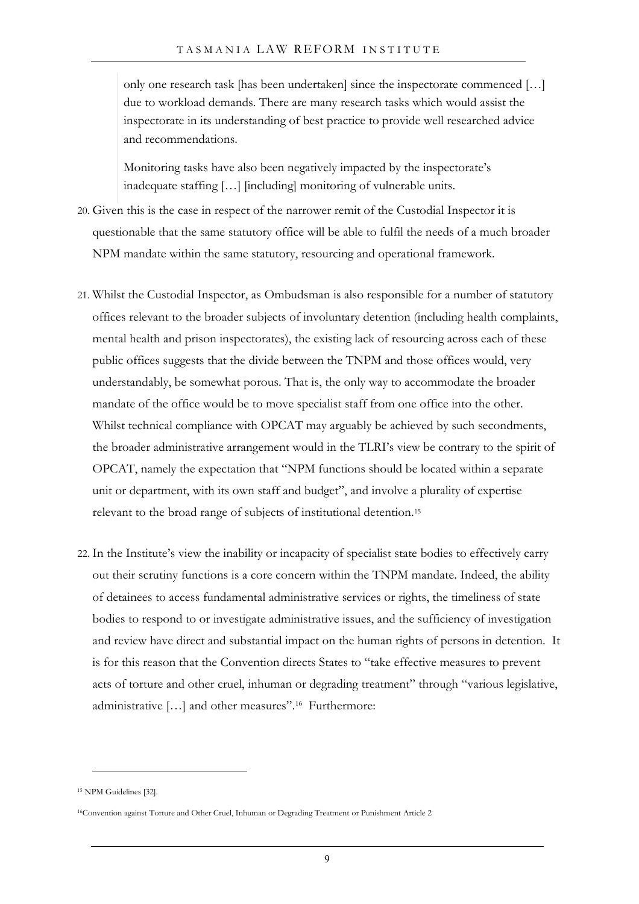> only one research task [has been undertaken] since the inspectorate commenced […] due to workload demands. There are many research tasks which would assist the inspectorate in its understanding of best practice to provide well researched advice and recommendations.
>
> Monitoring tasks have also been negatively impacted by the inspectorate's inadequate staffing […] [including] monitoring of vulnerable units.

20. Given this is the case in respect of the narrower remit of the Custodial Inspector it is questionable that the same statutory office will be able to fulfil the needs of a much broader NPM mandate within the same statutory, resourcing and operational framework.

21. Whilst the Custodial Inspector, as Ombudsman is also responsible for a number of statutory offices relevant to the broader subjects of involuntary detention (including health complaints, mental health and prison inspectorates), the existing lack of resourcing across each of these public offices suggests that the divide between the TNPM and those offices would, very understandably, be somewhat porous. That is, the only way to accommodate the broader mandate of the office would be to move specialist staff from one office into the other. Whilst technical compliance with OPCAT may arguably be achieved by such secondments, the broader administrative arrangement would in the TLRI's view be contrary to the spirit of OPCAT, namely the expectation that "NPM functions should be located within a separate unit or department, with its own staff and budget", and involve a plurality of expertise relevant to the broad range of subjects of institutional detention.[15]

22. In the Institute's view the inability or incapacity of specialist state bodies to effectively carry out their scrutiny functions is a core concern within the TNPM mandate. Indeed, the ability of detainees to access fundamental administrative services or rights, the timeliness of state bodies to respond to or investigate administrative issues, and the sufficiency of investigation and review have direct and substantial impact on the human rights of persons in detention. It is for this reason that the Convention directs States to "take effective measures to prevent acts of torture and other cruel, inhuman or degrading treatment" through "various legislative, administrative […] and other measures".[16] Furthermore:

---

[15] NPM Guidelines [32].

[16] Convention against Torture and Other Cruel, Inhuman or Degrading Treatment or Punishment Article 2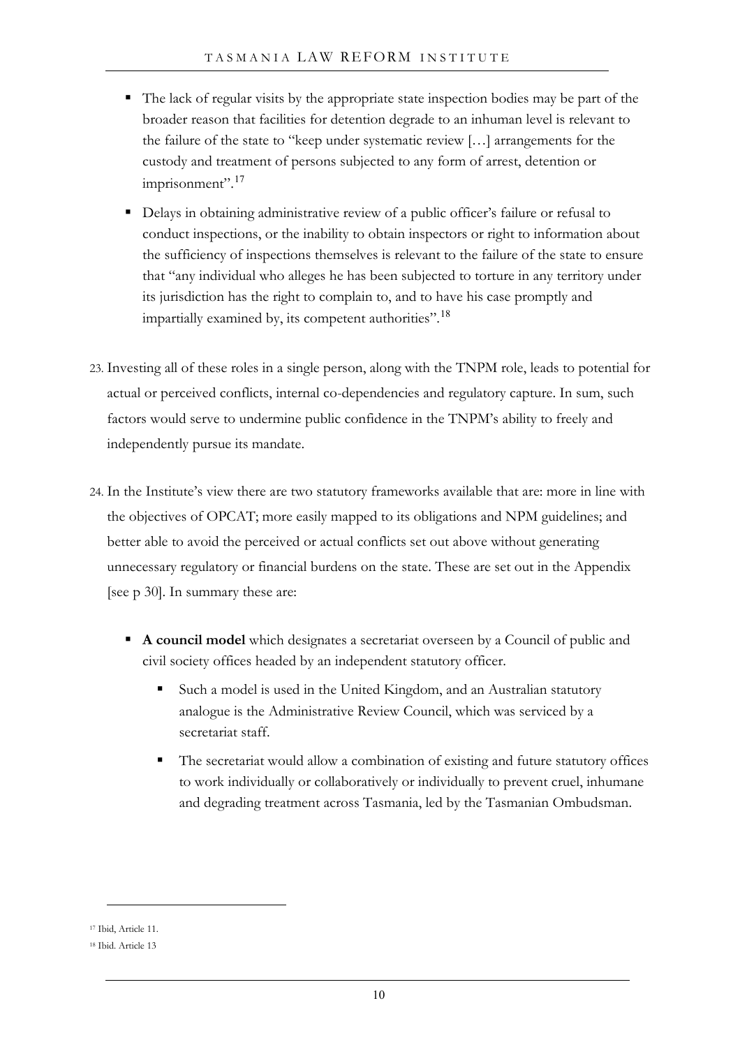- The lack of regular visits by the appropriate state inspection bodies may be part of the broader reason that facilities for detention degrade to an inhuman level is relevant to the failure of the state to "keep under systematic review […] arrangements for the custody and treatment of persons subjected to any form of arrest, detention or imprisonment".[17]
- Delays in obtaining administrative review of a public officer's failure or refusal to conduct inspections, or the inability to obtain inspectors or right to information about the sufficiency of inspections themselves is relevant to the failure of the state to ensure that "any individual who alleges he has been subjected to torture in any territory under its jurisdiction has the right to complain to, and to have his case promptly and impartially examined by, its competent authorities".[18]

23. Investing all of these roles in a single person, along with the TNPM role, leads to potential for actual or perceived conflicts, internal co-dependencies and regulatory capture. In sum, such factors would serve to undermine public confidence in the TNPM's ability to freely and independently pursue its mandate.

24. In the Institute's view there are two statutory frameworks available that are: more in line with the objectives of OPCAT; more easily mapped to its obligations and NPM guidelines; and better able to avoid the perceived or actual conflicts set out above without generating unnecessary regulatory or financial burdens on the state. These are set out in the Appendix [see p 30]. In summary these are:

    - **A council model** which designates a secretariat overseen by a Council of public and civil society offices headed by an independent statutory officer.
        - Such a model is used in the United Kingdom, and an Australian statutory analogue is the Administrative Review Council, which was serviced by a secretariat staff.
        - The secretariat would allow a combination of existing and future statutory offices to work individually or collaboratively or individually to prevent cruel, inhumane and degrading treatment across Tasmania, led by the Tasmanian Ombudsman.

---

[17] Ibid, Article 11.

[18] Ibid. Article 13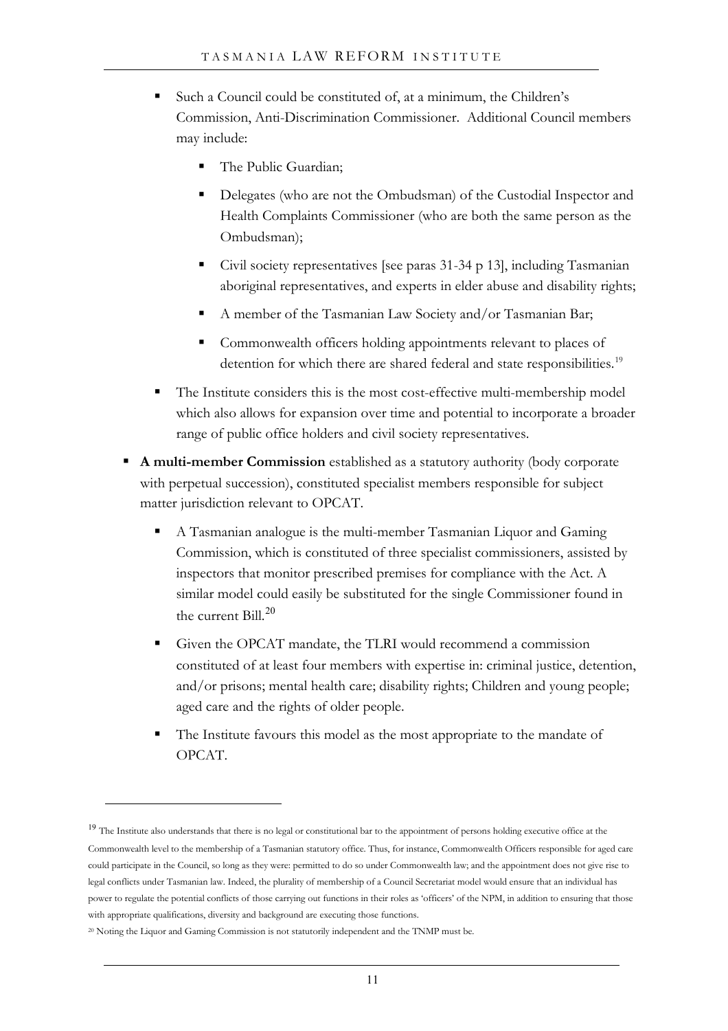- Such a Council could be constituted of, at a minimum, the Children's Commission, Anti-Discrimination Commissioner. Additional Council members may include:
    - The Public Guardian;
    - Delegates (who are not the Ombudsman) of the Custodial Inspector and Health Complaints Commissioner (who are both the same person as the Ombudsman);
    - Civil society representatives [see paras 31-34 p 13], including Tasmanian aboriginal representatives, and experts in elder abuse and disability rights;
    - A member of the Tasmanian Law Society and/or Tasmanian Bar;
    - Commonwealth officers holding appointments relevant to places of detention for which there are shared federal and state responsibilities.[19]
- The Institute considers this is the most cost-effective multi-membership model which also allows for expansion over time and potential to incorporate a broader range of public office holders and civil society representatives.

- **A multi-member Commission** established as a statutory authority (body corporate with perpetual succession), constituted specialist members responsible for subject matter jurisdiction relevant to OPCAT.
    - A Tasmanian analogue is the multi-member Tasmanian Liquor and Gaming Commission, which is constituted of three specialist commissioners, assisted by inspectors that monitor prescribed premises for compliance with the Act. A similar model could easily be substituted for the single Commissioner found in the current Bill.[20]
    - Given the OPCAT mandate, the TLRI would recommend a commission constituted of at least four members with expertise in: criminal justice, detention, and/or prisons; mental health care; disability rights; Children and young people; aged care and the rights of older people.
    - The Institute favours this model as the most appropriate to the mandate of OPCAT.

---

[19] The Institute also understands that there is no legal or constitutional bar to the appointment of persons holding executive office at the Commonwealth level to the membership of a Tasmanian statutory office. Thus, for instance, Commonwealth Officers responsible for aged care could participate in the Council, so long as they were: permitted to do so under Commonwealth law; and the appointment does not give rise to legal conflicts under Tasmanian law. Indeed, the plurality of membership of a Council Secretariat model would ensure that an individual has power to regulate the potential conflicts of those carrying out functions in their roles as 'officers' of the NPM, in addition to ensuring that those with appropriate qualifications, diversity and background are executing those functions.

[20] Noting the Liquor and Gaming Commission is not statutorily independent and the TNMP must be.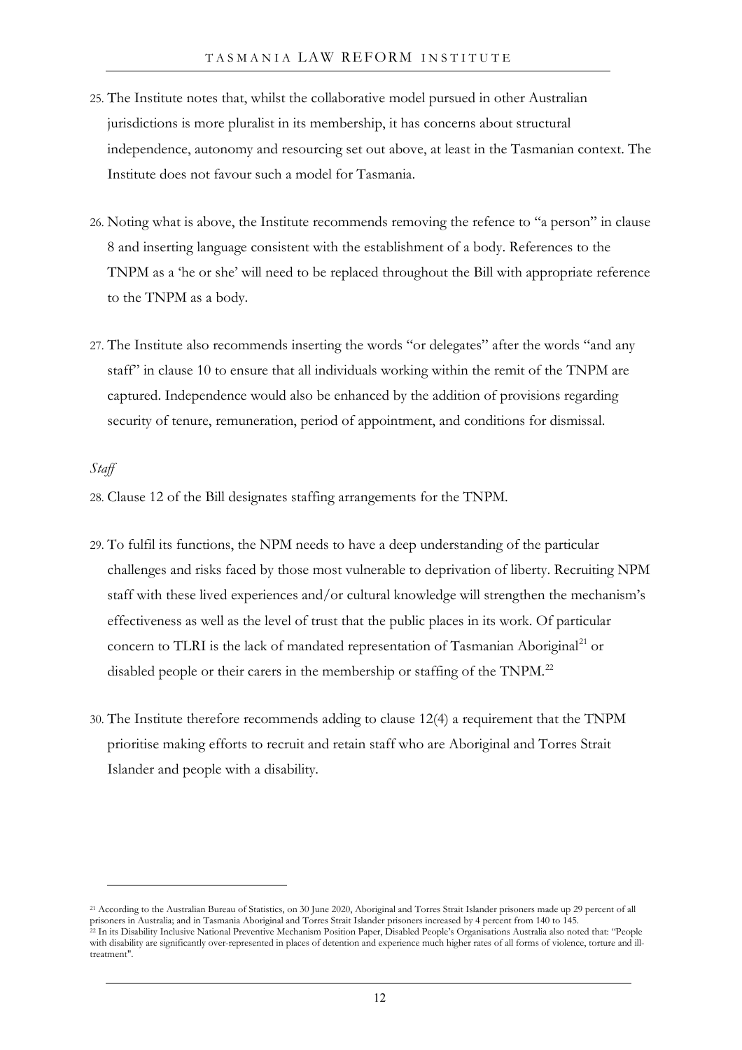25. The Institute notes that, whilst the collaborative model pursued in other Australian jurisdictions is more pluralist in its membership, it has concerns about structural independence, autonomy and resourcing set out above, at least in the Tasmanian context. The Institute does not favour such a model for Tasmania.

26. Noting what is above, the Institute recommends removing the refence to "a person" in clause 8 and inserting language consistent with the establishment of a body. References to the TNPM as a 'he or she' will need to be replaced throughout the Bill with appropriate reference to the TNPM as a body.

27. The Institute also recommends inserting the words "or delegates" after the words "and any staff" in clause 10 to ensure that all individuals working within the remit of the TNPM are captured. Independence would also be enhanced by the addition of provisions regarding security of tenure, remuneration, period of appointment, and conditions for dismissal.

*Staff*

28. Clause 12 of the Bill designates staffing arrangements for the TNPM.

29. To fulfil its functions, the NPM needs to have a deep understanding of the particular challenges and risks faced by those most vulnerable to deprivation of liberty. Recruiting NPM staff with these lived experiences and/or cultural knowledge will strengthen the mechanism's effectiveness as well as the level of trust that the public places in its work. Of particular concern to TLRI is the lack of mandated representation of Tasmanian Aboriginal[21] or disabled people or their carers in the membership or staffing of the TNPM.[22]

30. The Institute therefore recommends adding to clause 12(4) a requirement that the TNPM prioritise making efforts to recruit and retain staff who are Aboriginal and Torres Strait Islander and people with a disability.

---

[21] According to the Australian Bureau of Statistics, on 30 June 2020, Aboriginal and Torres Strait Islander prisoners made up 29 percent of all prisoners in Australia; and in Tasmania Aboriginal and Torres Strait Islander prisoners increased by 4 percent from 140 to 145.

[22] In its Disability Inclusive National Preventive Mechanism Position Paper, Disabled People's Organisations Australia also noted that: "People with disability are significantly over-represented in places of detention and experience much higher rates of all forms of violence, torture and ill-treatment".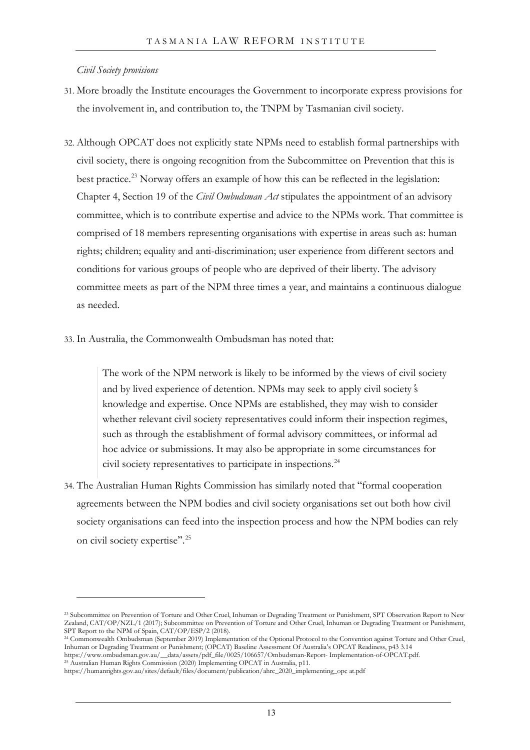*Civil Society provisions*

31. More broadly the Institute encourages the Government to incorporate express provisions for the involvement in, and contribution to, the TNPM by Tasmanian civil society.

32. Although OPCAT does not explicitly state NPMs need to establish formal partnerships with civil society, there is ongoing recognition from the Subcommittee on Prevention that this is best practice.[23] Norway offers an example of how this can be reflected in the legislation: Chapter 4, Section 19 of the *Civil Ombudsman Act* stipulates the appointment of an advisory committee, which is to contribute expertise and advice to the NPMs work. That committee is comprised of 18 members representing organisations with expertise in areas such as: human rights; children; equality and anti-discrimination; user experience from different sectors and conditions for various groups of people who are deprived of their liberty. The advisory committee meets as part of the NPM three times a year, and maintains a continuous dialogue as needed.

33. In Australia, the Commonwealth Ombudsman has noted that:

> The work of the NPM network is likely to be informed by the views of civil society and by lived experience of detention. NPMs may seek to apply civil society's knowledge and expertise. Once NPMs are established, they may wish to consider whether relevant civil society representatives could inform their inspection regimes, such as through the establishment of formal advisory committees, or informal ad hoc advice or submissions. It may also be appropriate in some circumstances for civil society representatives to participate in inspections.[24]

34. The Australian Human Rights Commission has similarly noted that "formal cooperation agreements between the NPM bodies and civil society organisations set out both how civil society organisations can feed into the inspection process and how the NPM bodies can rely on civil society expertise".[25]

---

[23] Subcommittee on Prevention of Torture and Other Cruel, Inhuman or Degrading Treatment or Punishment, SPT Observation Report to New Zealand, CAT/OP/NZL/1 (2017); Subcommittee on Prevention of Torture and Other Cruel, Inhuman or Degrading Treatment or Punishment, SPT Report to the NPM of Spain, CAT/OP/ESP/2 (2018).

[24] Commonwealth Ombudsman (September 2019) Implementation of the Optional Protocol to the Convention against Torture and Other Cruel, Inhuman or Degrading Treatment or Punishment; (OPCAT) Baseline Assessment Of Australia's OPCAT Readiness, p43 3.14 https://www.ombudsman.gov.au/__data/assets/pdf_file/0025/106657/Ombudsman-Report- Implementation-of-OPCAT.pdf.

[25] Australian Human Rights Commission (2020) Implementing OPCAT in Australia, p11. https://humanrights.gov.au/sites/default/files/document/publication/ahrc_2020_implementing_opc at.pdf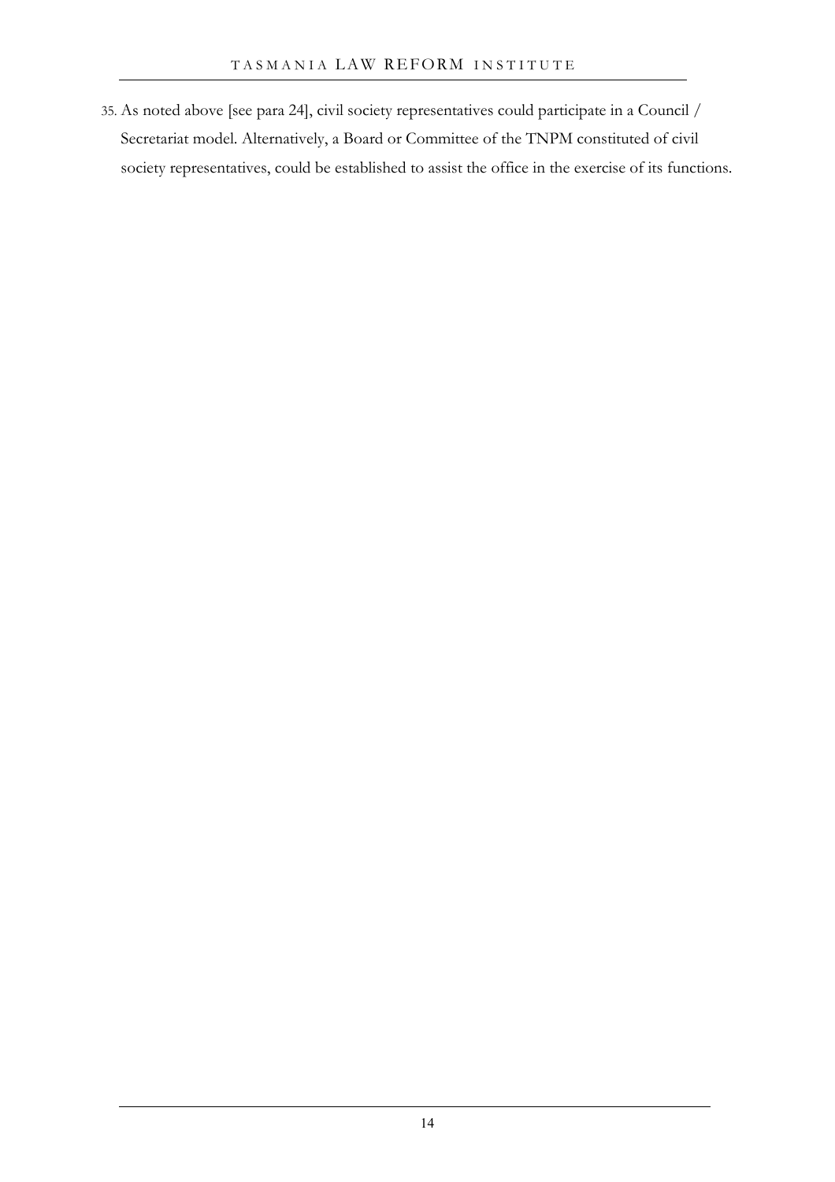35. As noted above [see para 24], civil society representatives could participate in a Council / Secretariat model. Alternatively, a Board or Committee of the TNPM constituted of civil society representatives, could be established to assist the office in the exercise of its functions.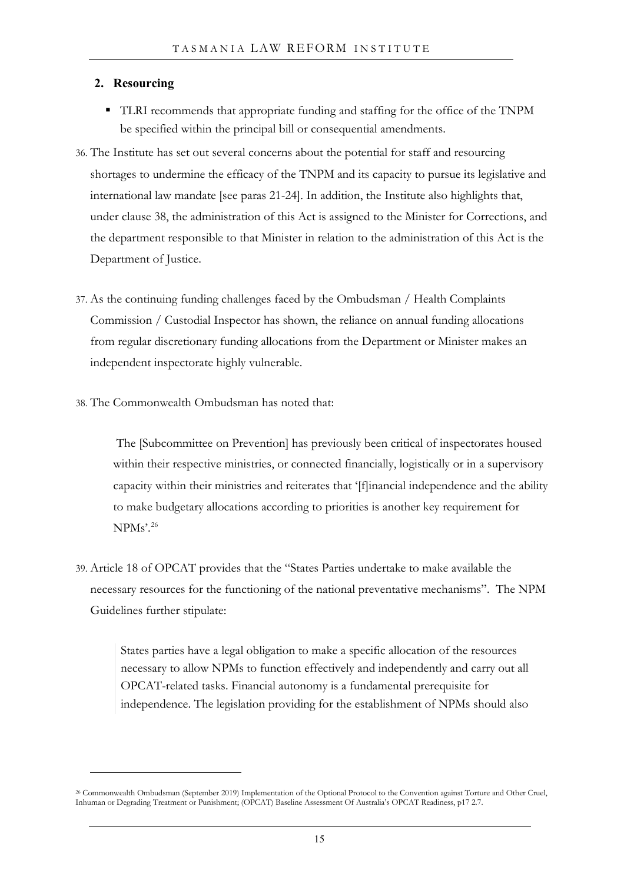## 2. Resourcing

- TLRI recommends that appropriate funding and staffing for the office of the TNPM be specified within the principal bill or consequential amendments.

36. The Institute has set out several concerns about the potential for staff and resourcing shortages to undermine the efficacy of the TNPM and its capacity to pursue its legislative and international law mandate [see paras 21-24]. In addition, the Institute also highlights that, under clause 38, the administration of this Act is assigned to the Minister for Corrections, and the department responsible to that Minister in relation to the administration of this Act is the Department of Justice.

37. As the continuing funding challenges faced by the Ombudsman / Health Complaints Commission / Custodial Inspector has shown, the reliance on annual funding allocations from regular discretionary funding allocations from the Department or Minister makes an independent inspectorate highly vulnerable.

38. The Commonwealth Ombudsman has noted that:

> The [Subcommittee on Prevention] has previously been critical of inspectorates housed within their respective ministries, or connected financially, logistically or in a supervisory capacity within their ministries and reiterates that '[f]inancial independence and the ability to make budgetary allocations according to priorities is another key requirement for NPMs'.[26]

39. Article 18 of OPCAT provides that the "States Parties undertake to make available the necessary resources for the functioning of the national preventative mechanisms". The NPM Guidelines further stipulate:

> States parties have a legal obligation to make a specific allocation of the resources necessary to allow NPMs to function effectively and independently and carry out all OPCAT-related tasks. Financial autonomy is a fundamental prerequisite for independence. The legislation providing for the establishment of NPMs should also

[26] Commonwealth Ombudsman (September 2019) Implementation of the Optional Protocol to the Convention against Torture and Other Cruel, Inhuman or Degrading Treatment or Punishment; (OPCAT) Baseline Assessment Of Australia's OPCAT Readiness, p17 2.7.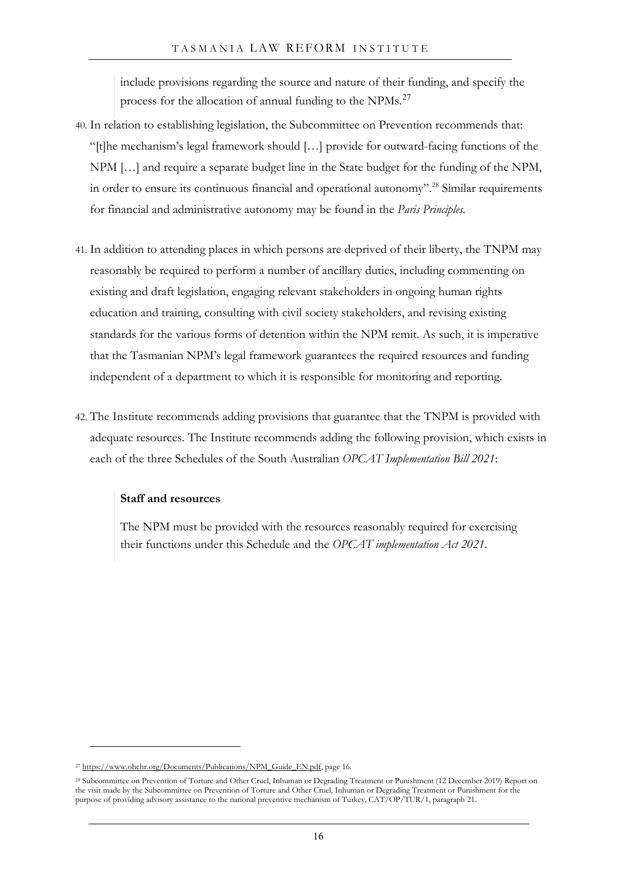> include provisions regarding the source and nature of their funding, and specify the process for the allocation of annual funding to the NPMs.[27]

40. In relation to establishing legislation, the Subcommittee on Prevention recommends that: "[t]he mechanism's legal framework should […] provide for outward-facing functions of the NPM […] and require a separate budget line in the State budget for the funding of the NPM, in order to ensure its continuous financial and operational autonomy".[28] Similar requirements for financial and administrative autonomy may be found in the *Paris Principles*.

41. In addition to attending places in which persons are deprived of their liberty, the TNPM may reasonably be required to perform a number of ancillary duties, including commenting on existing and draft legislation, engaging relevant stakeholders in ongoing human rights education and training, consulting with civil society stakeholders, and revising existing standards for the various forms of detention within the NPM remit. As such, it is imperative that the Tasmanian NPM's legal framework guarantees the required resources and funding independent of a department to which it is responsible for monitoring and reporting.

42. The Institute recommends adding provisions that guarantee that the TNPM is provided with adequate resources. The Institute recommends adding the following provision, which exists in each of the three Schedules of the South Australian *OPCAT Implementation Bill 2021*:

> **Staff and resources**
>
> The NPM must be provided with the resources reasonably required for exercising their functions under this Schedule and the *OPCAT implementation Act 2021*.

---

[27] https://www.ohchr.org/Documents/Publications/NPM_Guide_EN.pdf, page 16.

[28] Subcommittee on Prevention of Torture and Other Cruel, Inhuman or Degrading Treatment or Punishment (12 December 2019) Report on the visit made by the Subcommittee on Prevention of Torture and Other Cruel, Inhuman or Degrading Treatment or Punishment for the purpose of providing advisory assistance to the national preventive mechanism of Turkey, CAT/OP/TUR/1, paragraph 21.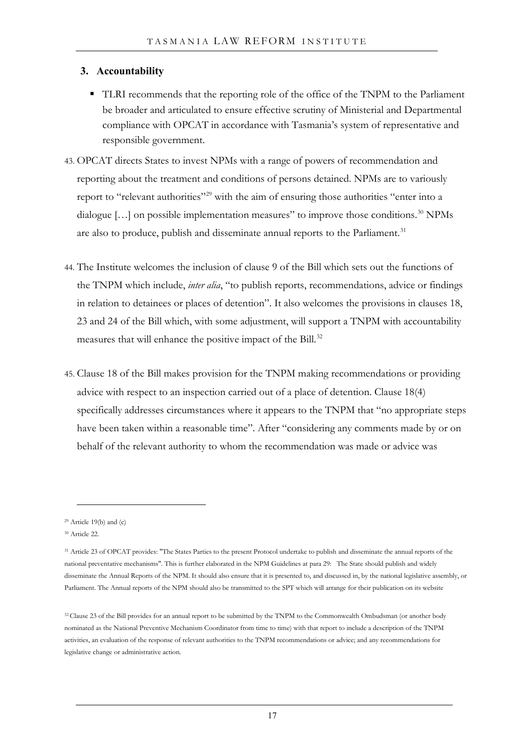## 3. Accountability

- TLRI recommends that the reporting role of the office of the TNPM to the Parliament be broader and articulated to ensure effective scrutiny of Ministerial and Departmental compliance with OPCAT in accordance with Tasmania's system of representative and responsible government.

43. OPCAT directs States to invest NPMs with a range of powers of recommendation and reporting about the treatment and conditions of persons detained. NPMs are to variously report to "relevant authorities"[29] with the aim of ensuring those authorities "enter into a dialogue […] on possible implementation measures" to improve those conditions.[30] NPMs are also to produce, publish and disseminate annual reports to the Parliament.[31]

44. The Institute welcomes the inclusion of clause 9 of the Bill which sets out the functions of the TNPM which include, *inter alia*, "to publish reports, recommendations, advice or findings in relation to detainees or places of detention". It also welcomes the provisions in clauses 18, 23 and 24 of the Bill which, with some adjustment, will support a TNPM with accountability measures that will enhance the positive impact of the Bill.[32]

45. Clause 18 of the Bill makes provision for the TNPM making recommendations or providing advice with respect to an inspection carried out of a place of detention. Clause 18(4) specifically addresses circumstances where it appears to the TNPM that "no appropriate steps have been taken within a reasonable time". After "considering any comments made by or on behalf of the relevant authority to whom the recommendation was made or advice was

---

[29] Article 19(b) and (c)

[30] Article 22.

[31] Article 23 of OPCAT provides: "The States Parties to the present Protocol undertake to publish and disseminate the annual reports of the national preventative mechanisms". This is further elaborated in the NPM Guidelines at para 29: The State should publish and widely disseminate the Annual Reports of the NPM. It should also ensure that it is presented to, and discussed in, by the national legislative assembly, or Parliament. The Annual reports of the NPM should also be transmitted to the SPT which will arrange for their publication on its website

[32] Clause 23 of the Bill provides for an annual report to be submitted by the TNPM to the Commonwealth Ombudsman (or another body nominated as the National Preventive Mechanism Coordinator from time to time) with that report to include a description of the TNPM activities, an evaluation of the response of relevant authorities to the TNPM recommendations or advice; and any recommendations for legislative change or administrative action.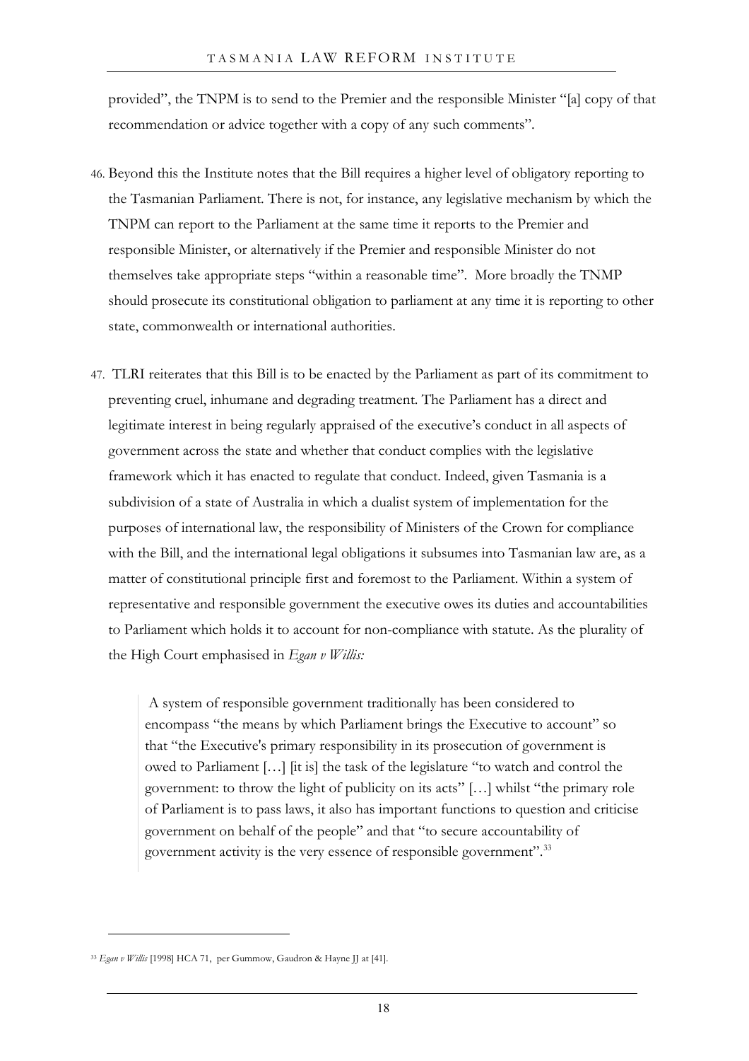provided", the TNPM is to send to the Premier and the responsible Minister "[a] copy of that recommendation or advice together with a copy of any such comments".

46. Beyond this the Institute notes that the Bill requires a higher level of obligatory reporting to the Tasmanian Parliament. There is not, for instance, any legislative mechanism by which the TNPM can report to the Parliament at the same time it reports to the Premier and responsible Minister, or alternatively if the Premier and responsible Minister do not themselves take appropriate steps "within a reasonable time". More broadly the TNMP should prosecute its constitutional obligation to parliament at any time it is reporting to other state, commonwealth or international authorities.

47. TLRI reiterates that this Bill is to be enacted by the Parliament as part of its commitment to preventing cruel, inhumane and degrading treatment. The Parliament has a direct and legitimate interest in being regularly appraised of the executive's conduct in all aspects of government across the state and whether that conduct complies with the legislative framework which it has enacted to regulate that conduct. Indeed, given Tasmania is a subdivision of a state of Australia in which a dualist system of implementation for the purposes of international law, the responsibility of Ministers of the Crown for compliance with the Bill, and the international legal obligations it subsumes into Tasmanian law are, as a matter of constitutional principle first and foremost to the Parliament. Within a system of representative and responsible government the executive owes its duties and accountabilities to Parliament which holds it to account for non-compliance with statute. As the plurality of the High Court emphasised in *Egan v Willis:*

> A system of responsible government traditionally has been considered to encompass "the means by which Parliament brings the Executive to account" so that "the Executive's primary responsibility in its prosecution of government is owed to Parliament […] [it is] the task of the legislature "to watch and control the government: to throw the light of publicity on its acts" […] whilst "the primary role of Parliament is to pass laws, it also has important functions to question and criticise government on behalf of the people" and that "to secure accountability of government activity is the very essence of responsible government".[33]

---

[33] *Egan v Willis* [1998] HCA 71, per Gummow, Gaudron & Hayne JJ at [41].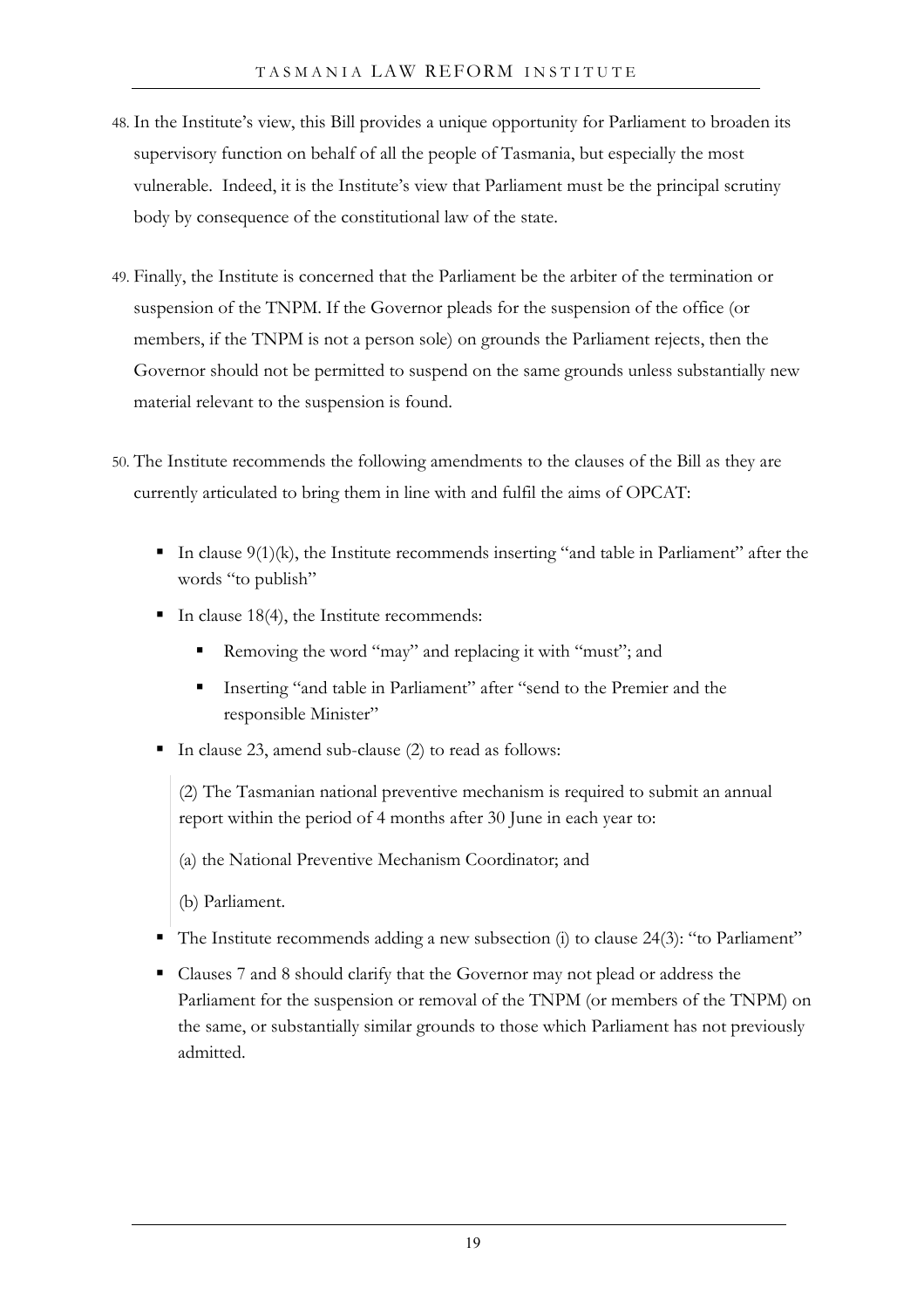48. In the Institute's view, this Bill provides a unique opportunity for Parliament to broaden its supervisory function on behalf of all the people of Tasmania, but especially the most vulnerable. Indeed, it is the Institute's view that Parliament must be the principal scrutiny body by consequence of the constitutional law of the state.

49. Finally, the Institute is concerned that the Parliament be the arbiter of the termination or suspension of the TNPM. If the Governor pleads for the suspension of the office (or members, if the TNPM is not a person sole) on grounds the Parliament rejects, then the Governor should not be permitted to suspend on the same grounds unless substantially new material relevant to the suspension is found.

50. The Institute recommends the following amendments to the clauses of the Bill as they are currently articulated to bring them in line with and fulfil the aims of OPCAT:

- In clause 9(1)(k), the Institute recommends inserting "and table in Parliament" after the words "to publish"
- In clause 18(4), the Institute recommends:
  - Removing the word "may" and replacing it with "must"; and
  - Inserting "and table in Parliament" after "send to the Premier and the responsible Minister"
- In clause 23, amend sub-clause (2) to read as follows:

  > (2) The Tasmanian national preventive mechanism is required to submit an annual report within the period of 4 months after 30 June in each year to:
  >
  > (a) the National Preventive Mechanism Coordinator; and
  >
  > (b) Parliament.

- The Institute recommends adding a new subsection (i) to clause 24(3): "to Parliament"
- Clauses 7 and 8 should clarify that the Governor may not plead or address the Parliament for the suspension or removal of the TNPM (or members of the TNPM) on the same, or substantially similar grounds to those which Parliament has not previously admitted.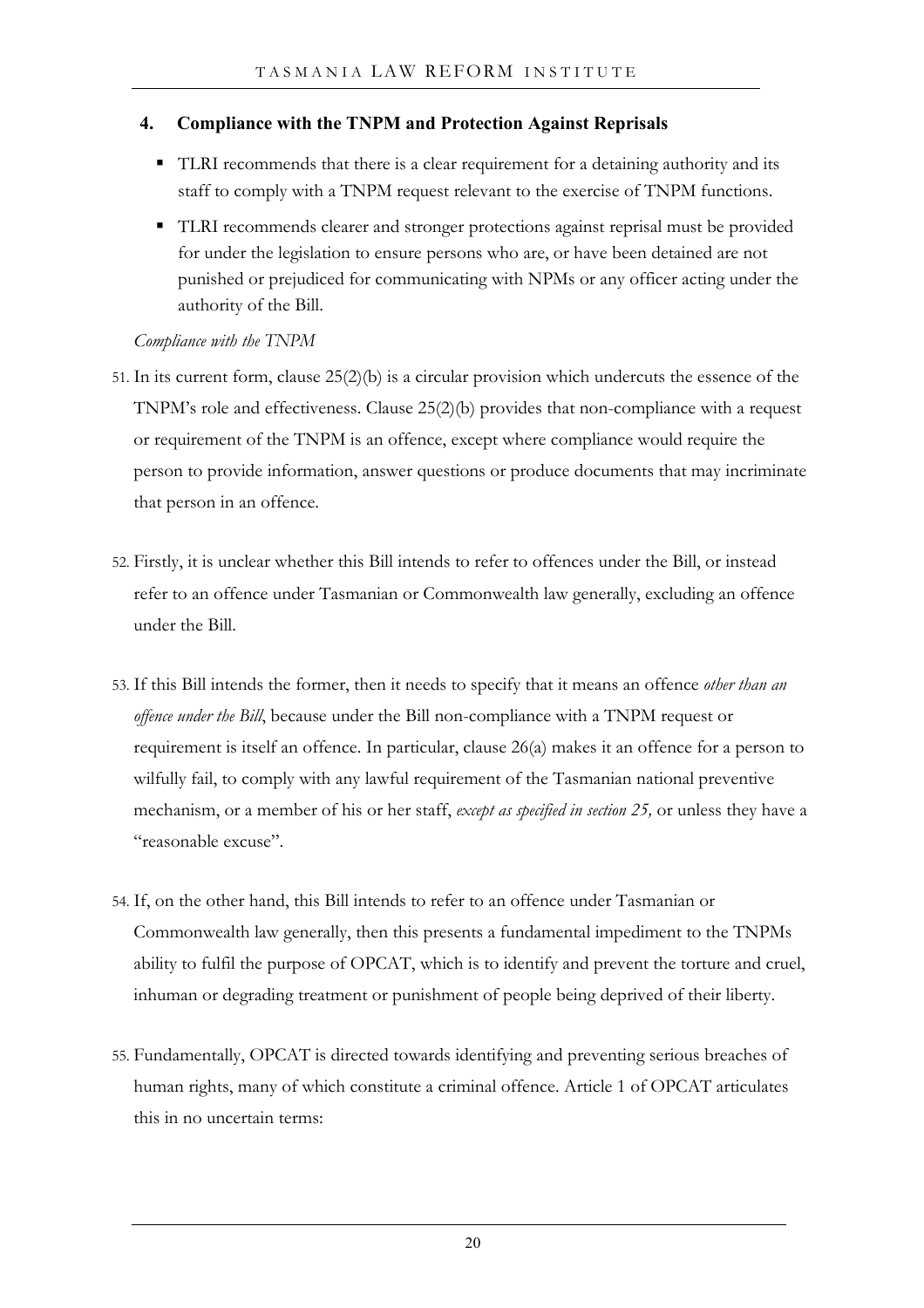## 4. Compliance with the TNPM and Protection Against Reprisals

- TLRI recommends that there is a clear requirement for a detaining authority and its staff to comply with a TNPM request relevant to the exercise of TNPM functions.
- TLRI recommends clearer and stronger protections against reprisal must be provided for under the legislation to ensure persons who are, or have been detained are not punished or prejudiced for communicating with NPMs or any officer acting under the authority of the Bill.

*Compliance with the TNPM*

51. In its current form, clause 25(2)(b) is a circular provision which undercuts the essence of the TNPM's role and effectiveness. Clause 25(2)(b) provides that non-compliance with a request or requirement of the TNPM is an offence, except where compliance would require the person to provide information, answer questions or produce documents that may incriminate that person in an offence.

52. Firstly, it is unclear whether this Bill intends to refer to offences under the Bill, or instead refer to an offence under Tasmanian or Commonwealth law generally, excluding an offence under the Bill.

53. If this Bill intends the former, then it needs to specify that it means an offence *other than an offence under the Bill*, because under the Bill non-compliance with a TNPM request or requirement is itself an offence. In particular, clause 26(a) makes it an offence for a person to wilfully fail, to comply with any lawful requirement of the Tasmanian national preventive mechanism, or a member of his or her staff, *except as specified in section 25,* or unless they have a "reasonable excuse".

54. If, on the other hand, this Bill intends to refer to an offence under Tasmanian or Commonwealth law generally, then this presents a fundamental impediment to the TNPMs ability to fulfil the purpose of OPCAT, which is to identify and prevent the torture and cruel, inhuman or degrading treatment or punishment of people being deprived of their liberty.

55. Fundamentally, OPCAT is directed towards identifying and preventing serious breaches of human rights, many of which constitute a criminal offence. Article 1 of OPCAT articulates this in no uncertain terms: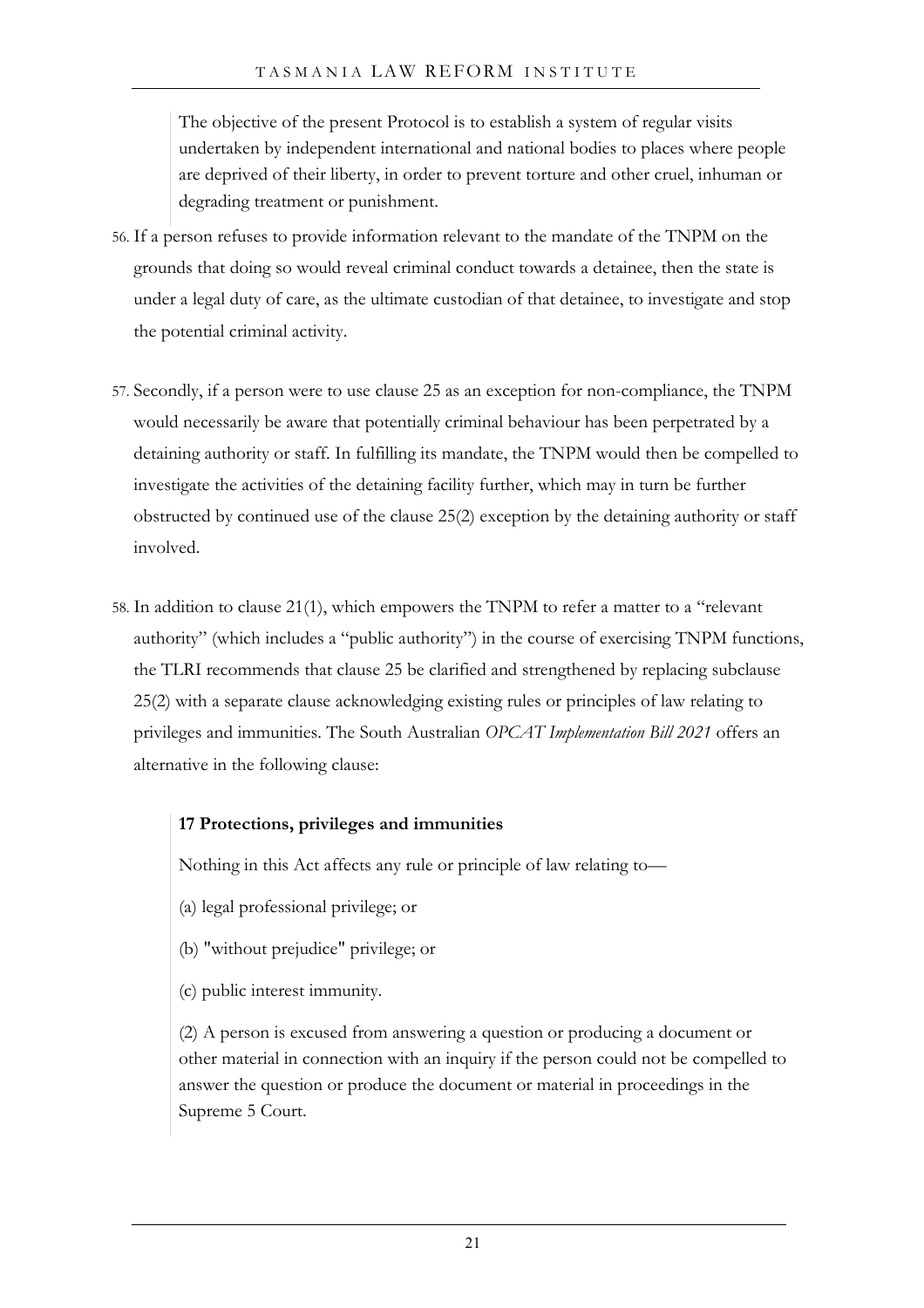> The objective of the present Protocol is to establish a system of regular visits undertaken by independent international and national bodies to places where people are deprived of their liberty, in order to prevent torture and other cruel, inhuman or degrading treatment or punishment.

56. If a person refuses to provide information relevant to the mandate of the TNPM on the grounds that doing so would reveal criminal conduct towards a detainee, then the state is under a legal duty of care, as the ultimate custodian of that detainee, to investigate and stop the potential criminal activity.

57. Secondly, if a person were to use clause 25 as an exception for non-compliance, the TNPM would necessarily be aware that potentially criminal behaviour has been perpetrated by a detaining authority or staff. In fulfilling its mandate, the TNPM would then be compelled to investigate the activities of the detaining facility further, which may in turn be further obstructed by continued use of the clause 25(2) exception by the detaining authority or staff involved.

58. In addition to clause 21(1), which empowers the TNPM to refer a matter to a "relevant authority" (which includes a "public authority") in the course of exercising TNPM functions, the TLRI recommends that clause 25 be clarified and strengthened by replacing subclause 25(2) with a separate clause acknowledging existing rules or principles of law relating to privileges and immunities. The South Australian *OPCAT Implementation Bill 2021* offers an alternative in the following clause:

> **17 Protections, privileges and immunities**
>
> Nothing in this Act affects any rule or principle of law relating to—
>
> (a) legal professional privilege; or
>
> (b) "without prejudice" privilege; or
>
> (c) public interest immunity.
>
> (2) A person is excused from answering a question or producing a document or other material in connection with an inquiry if the person could not be compelled to answer the question or produce the document or material in proceedings in the Supreme 5 Court.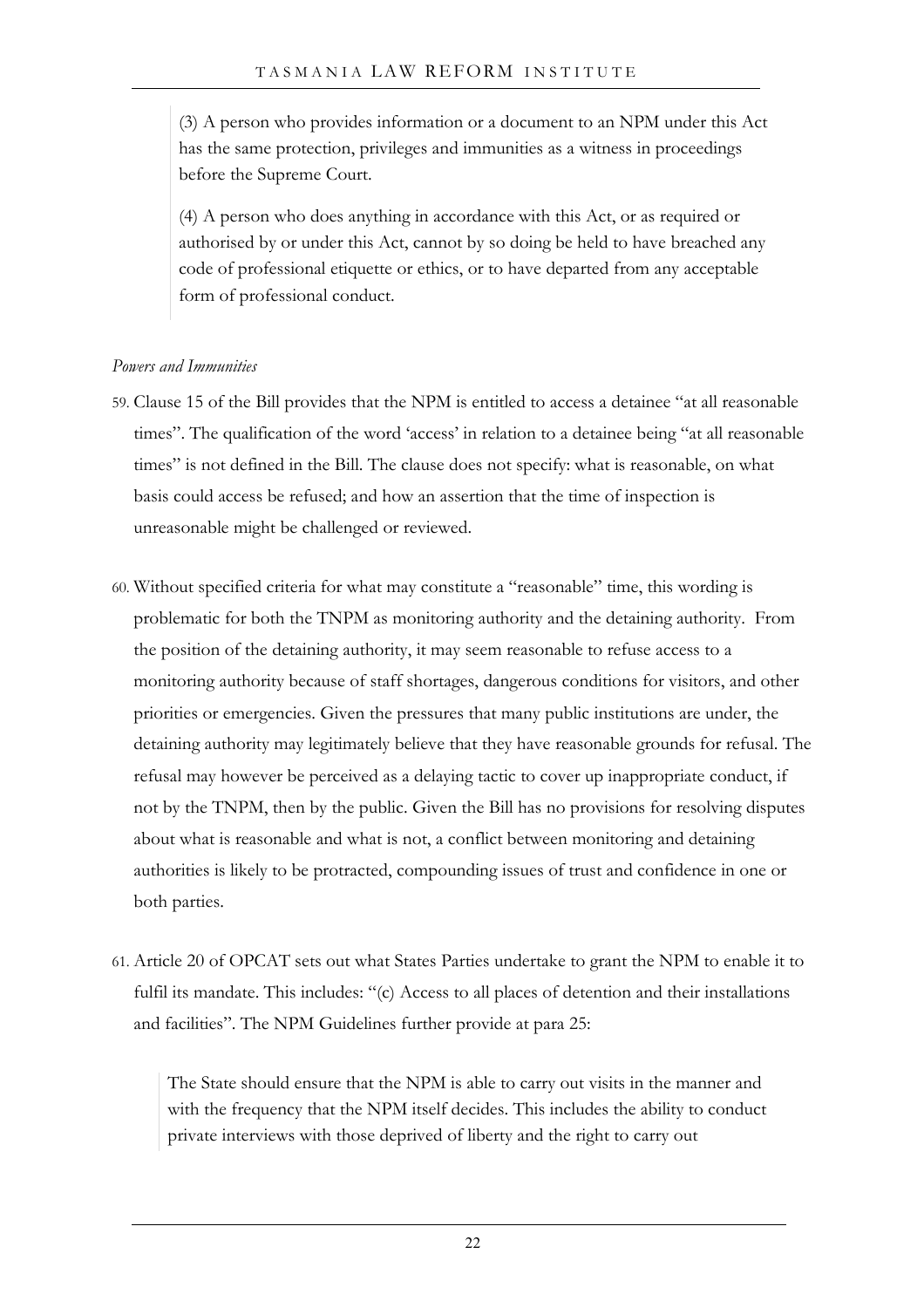> (3) A person who provides information or a document to an NPM under this Act has the same protection, privileges and immunities as a witness in proceedings before the Supreme Court.
>
> (4) A person who does anything in accordance with this Act, or as required or authorised by or under this Act, cannot by so doing be held to have breached any code of professional etiquette or ethics, or to have departed from any acceptable form of professional conduct.

*Powers and Immunities*

59. Clause 15 of the Bill provides that the NPM is entitled to access a detainee "at all reasonable times". The qualification of the word 'access' in relation to a detainee being "at all reasonable times" is not defined in the Bill. The clause does not specify: what is reasonable, on what basis could access be refused; and how an assertion that the time of inspection is unreasonable might be challenged or reviewed.

60. Without specified criteria for what may constitute a "reasonable" time, this wording is problematic for both the TNPM as monitoring authority and the detaining authority. From the position of the detaining authority, it may seem reasonable to refuse access to a monitoring authority because of staff shortages, dangerous conditions for visitors, and other priorities or emergencies. Given the pressures that many public institutions are under, the detaining authority may legitimately believe that they have reasonable grounds for refusal. The refusal may however be perceived as a delaying tactic to cover up inappropriate conduct, if not by the TNPM, then by the public. Given the Bill has no provisions for resolving disputes about what is reasonable and what is not, a conflict between monitoring and detaining authorities is likely to be protracted, compounding issues of trust and confidence in one or both parties.

61. Article 20 of OPCAT sets out what States Parties undertake to grant the NPM to enable it to fulfil its mandate. This includes: "(c) Access to all places of detention and their installations and facilities". The NPM Guidelines further provide at para 25:

> The State should ensure that the NPM is able to carry out visits in the manner and with the frequency that the NPM itself decides. This includes the ability to conduct private interviews with those deprived of liberty and the right to carry out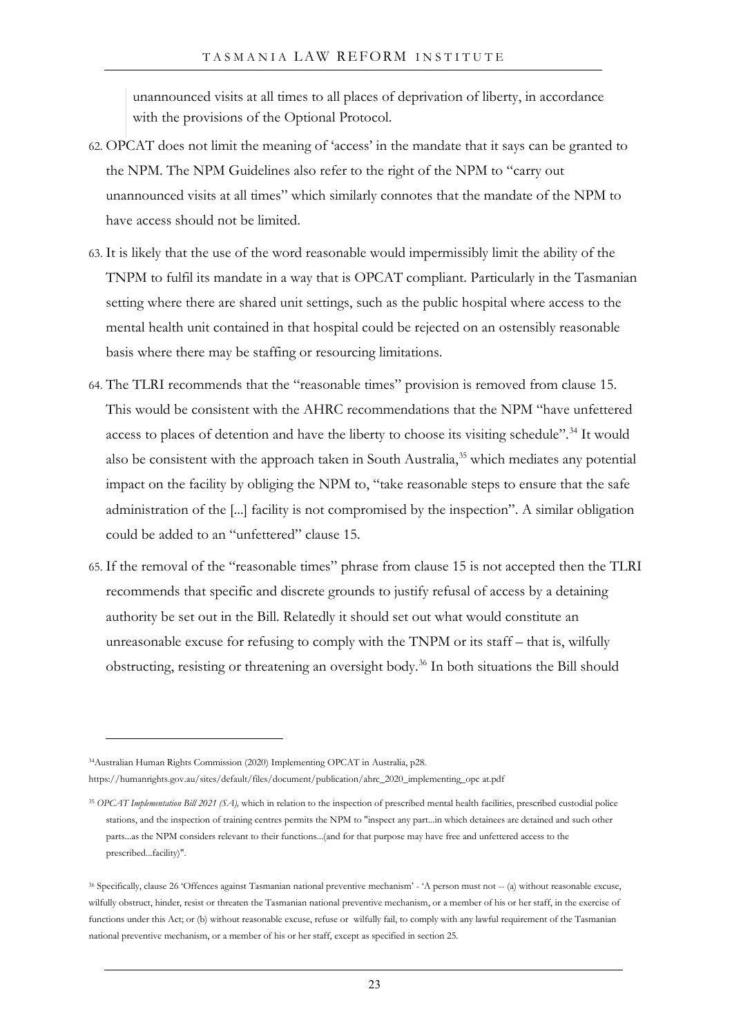> unannounced visits at all times to all places of deprivation of liberty, in accordance with the provisions of the Optional Protocol.

62. OPCAT does not limit the meaning of 'access' in the mandate that it says can be granted to the NPM. The NPM Guidelines also refer to the right of the NPM to "carry out unannounced visits at all times" which similarly connotes that the mandate of the NPM to have access should not be limited.

63. It is likely that the use of the word reasonable would impermissibly limit the ability of the TNPM to fulfil its mandate in a way that is OPCAT compliant. Particularly in the Tasmanian setting where there are shared unit settings, such as the public hospital where access to the mental health unit contained in that hospital could be rejected on an ostensibly reasonable basis where there may be staffing or resourcing limitations.

64. The TLRI recommends that the "reasonable times" provision is removed from clause 15. This would be consistent with the AHRC recommendations that the NPM "have unfettered access to places of detention and have the liberty to choose its visiting schedule".[34] It would also be consistent with the approach taken in South Australia,[35] which mediates any potential impact on the facility by obliging the NPM to, "take reasonable steps to ensure that the safe administration of the [...] facility is not compromised by the inspection". A similar obligation could be added to an "unfettered" clause 15.

65. If the removal of the "reasonable times" phrase from clause 15 is not accepted then the TLRI recommends that specific and discrete grounds to justify refusal of access by a detaining authority be set out in the Bill. Relatedly it should set out what would constitute an unreasonable excuse for refusing to comply with the TNPM or its staff – that is, wilfully obstructing, resisting or threatening an oversight body.[36] In both situations the Bill should

---

[34] Australian Human Rights Commission (2020) Implementing OPCAT in Australia, p28. https://humanrights.gov.au/sites/default/files/document/publication/ahrc_2020_implementing_opc at.pdf

[35] *OPCAT Implementation Bill 2021 (SA),* which in relation to the inspection of prescribed mental health facilities, prescribed custodial police stations, and the inspection of training centres permits the NPM to "inspect any part...in which detainees are detained and such other parts...as the NPM considers relevant to their functions...(and for that purpose may have free and unfettered access to the prescribed...facility)".

[36] Specifically, clause 26 'Offences against Tasmanian national preventive mechanism' - 'A person must not -- (a) without reasonable excuse, wilfully obstruct, hinder, resist or threaten the Tasmanian national preventive mechanism, or a member of his or her staff, in the exercise of functions under this Act; or (b) without reasonable excuse, refuse or wilfully fail, to comply with any lawful requirement of the Tasmanian national preventive mechanism, or a member of his or her staff, except as specified in section 25.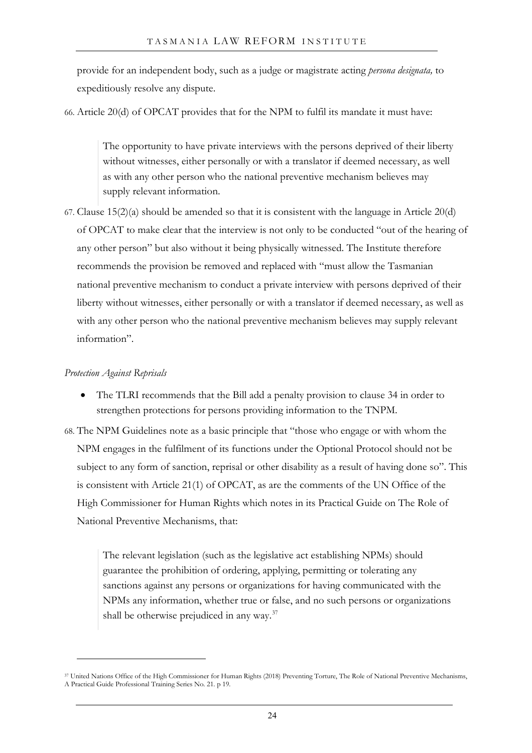provide for an independent body, such as a judge or magistrate acting *persona designata,* to expeditiously resolve any dispute.

66. Article 20(d) of OPCAT provides that for the NPM to fulfil its mandate it must have:

> The opportunity to have private interviews with the persons deprived of their liberty without witnesses, either personally or with a translator if deemed necessary, as well as with any other person who the national preventive mechanism believes may supply relevant information.

67. Clause 15(2)(a) should be amended so that it is consistent with the language in Article 20(d) of OPCAT to make clear that the interview is not only to be conducted "out of the hearing of any other person" but also without it being physically witnessed. The Institute therefore recommends the provision be removed and replaced with "must allow the Tasmanian national preventive mechanism to conduct a private interview with persons deprived of their liberty without witnesses, either personally or with a translator if deemed necessary, as well as with any other person who the national preventive mechanism believes may supply relevant information".

*Protection Against Reprisals*

- The TLRI recommends that the Bill add a penalty provision to clause 34 in order to strengthen protections for persons providing information to the TNPM.

68. The NPM Guidelines note as a basic principle that "those who engage or with whom the NPM engages in the fulfilment of its functions under the Optional Protocol should not be subject to any form of sanction, reprisal or other disability as a result of having done so". This is consistent with Article 21(1) of OPCAT, as are the comments of the UN Office of the High Commissioner for Human Rights which notes in its Practical Guide on The Role of National Preventive Mechanisms, that:

> The relevant legislation (such as the legislative act establishing NPMs) should guarantee the prohibition of ordering, applying, permitting or tolerating any sanctions against any persons or organizations for having communicated with the NPMs any information, whether true or false, and no such persons or organizations shall be otherwise prejudiced in any way.[37]

---

[37] United Nations Office of the High Commissioner for Human Rights (2018) Preventing Torture, The Role of National Preventive Mechanisms, A Practical Guide Professional Training Series No. 21. p 19.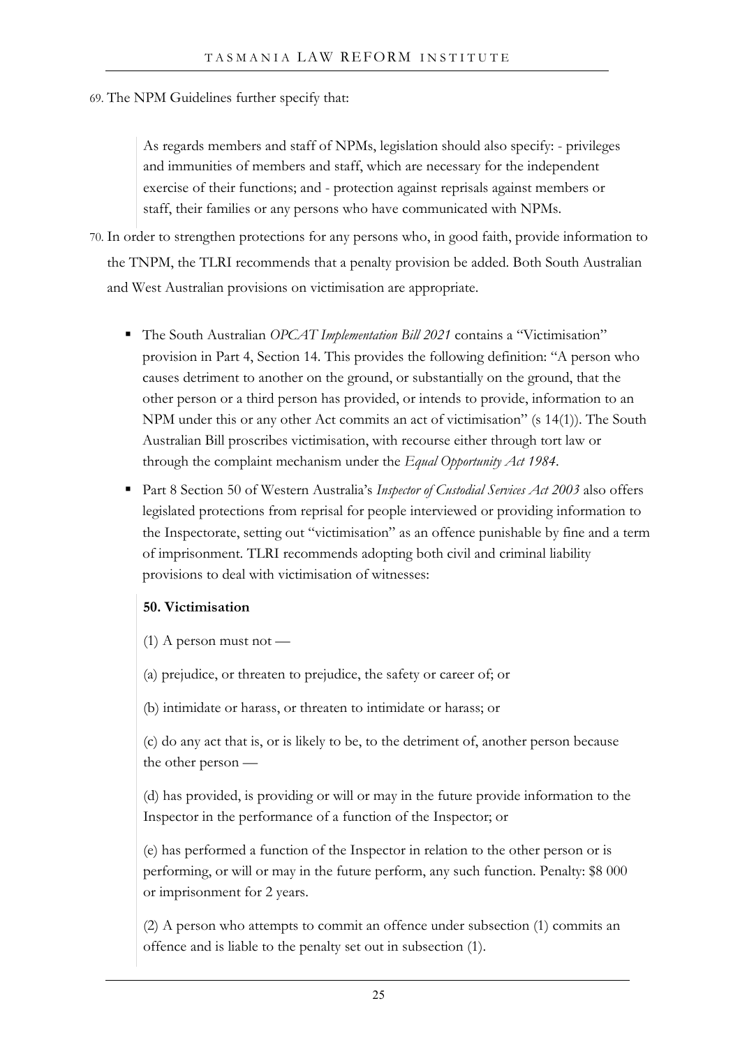69. The NPM Guidelines further specify that:

> As regards members and staff of NPMs, legislation should also specify: - privileges and immunities of members and staff, which are necessary for the independent exercise of their functions; and - protection against reprisals against members or staff, their families or any persons who have communicated with NPMs.

70. In order to strengthen protections for any persons who, in good faith, provide information to the TNPM, the TLRI recommends that a penalty provision be added. Both South Australian and West Australian provisions on victimisation are appropriate.

- The South Australian *OPCAT Implementation Bill 2021* contains a "Victimisation" provision in Part 4, Section 14. This provides the following definition: "A person who causes detriment to another on the ground, or substantially on the ground, that the other person or a third person has provided, or intends to provide, information to an NPM under this or any other Act commits an act of victimisation" (s 14(1)). The South Australian Bill proscribes victimisation, with recourse either through tort law or through the complaint mechanism under the *Equal Opportunity Act 1984*.
- Part 8 Section 50 of Western Australia's *Inspector of Custodial Services Act 2003* also offers legislated protections from reprisal for people interviewed or providing information to the Inspectorate, setting out "victimisation" as an offence punishable by fine and a term of imprisonment. TLRI recommends adopting both civil and criminal liability provisions to deal with victimisation of witnesses:

> **50. Victimisation**
>
> (1) A person must not —
>
> (a) prejudice, or threaten to prejudice, the safety or career of; or
>
> (b) intimidate or harass, or threaten to intimidate or harass; or
>
> (c) do any act that is, or is likely to be, to the detriment of, another person because the other person —
>
> (d) has provided, is providing or will or may in the future provide information to the Inspector in the performance of a function of the Inspector; or
>
> (e) has performed a function of the Inspector in relation to the other person or is performing, or will or may in the future perform, any such function. Penalty: $8 000 or imprisonment for 2 years.
>
> (2) A person who attempts to commit an offence under subsection (1) commits an offence and is liable to the penalty set out in subsection (1).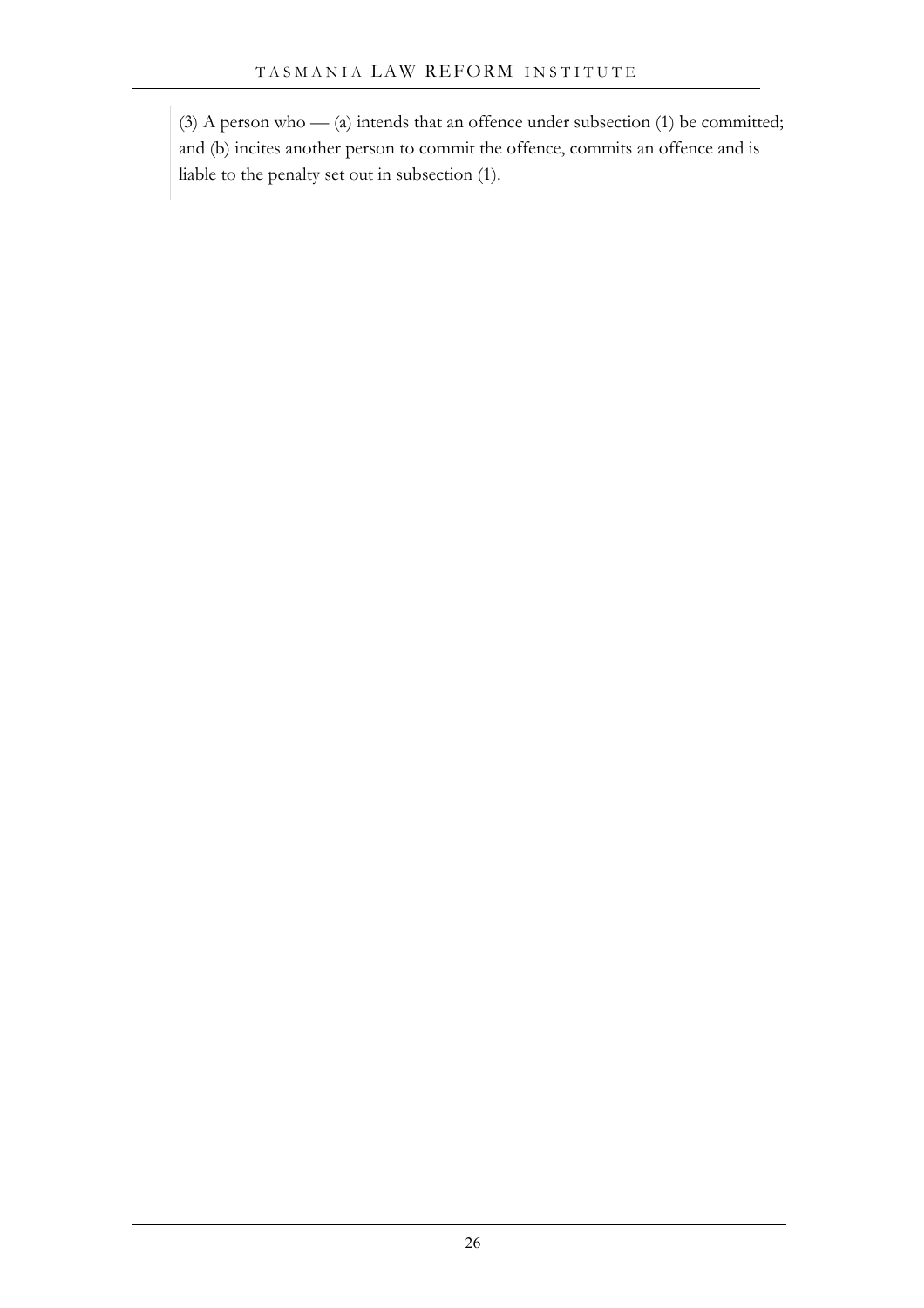> (3) A person who — (a) intends that an offence under subsection (1) be committed; and (b) incites another person to commit the offence, commits an offence and is liable to the penalty set out in subsection (1).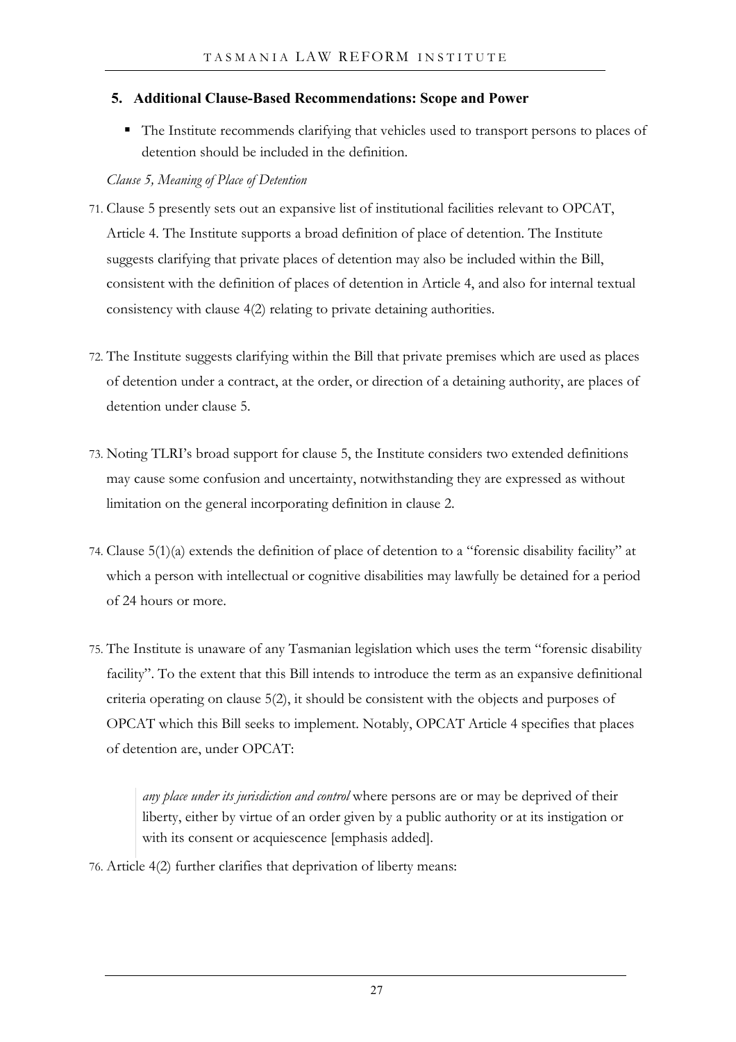## 5. Additional Clause-Based Recommendations: Scope and Power

- The Institute recommends clarifying that vehicles used to transport persons to places of detention should be included in the definition.

*Clause 5, Meaning of Place of Detention*

71. Clause 5 presently sets out an expansive list of institutional facilities relevant to OPCAT, Article 4. The Institute supports a broad definition of place of detention. The Institute suggests clarifying that private places of detention may also be included within the Bill, consistent with the definition of places of detention in Article 4, and also for internal textual consistency with clause 4(2) relating to private detaining authorities.

72. The Institute suggests clarifying within the Bill that private premises which are used as places of detention under a contract, at the order, or direction of a detaining authority, are places of detention under clause 5.

73. Noting TLRI's broad support for clause 5, the Institute considers two extended definitions may cause some confusion and uncertainty, notwithstanding they are expressed as without limitation on the general incorporating definition in clause 2.

74. Clause 5(1)(a) extends the definition of place of detention to a "forensic disability facility" at which a person with intellectual or cognitive disabilities may lawfully be detained for a period of 24 hours or more.

75. The Institute is unaware of any Tasmanian legislation which uses the term "forensic disability facility". To the extent that this Bill intends to introduce the term as an expansive definitional criteria operating on clause 5(2), it should be consistent with the objects and purposes of OPCAT which this Bill seeks to implement. Notably, OPCAT Article 4 specifies that places of detention are, under OPCAT:

> *any place under its jurisdiction and control* where persons are or may be deprived of their liberty, either by virtue of an order given by a public authority or at its instigation or with its consent or acquiescence [emphasis added].

76. Article 4(2) further clarifies that deprivation of liberty means: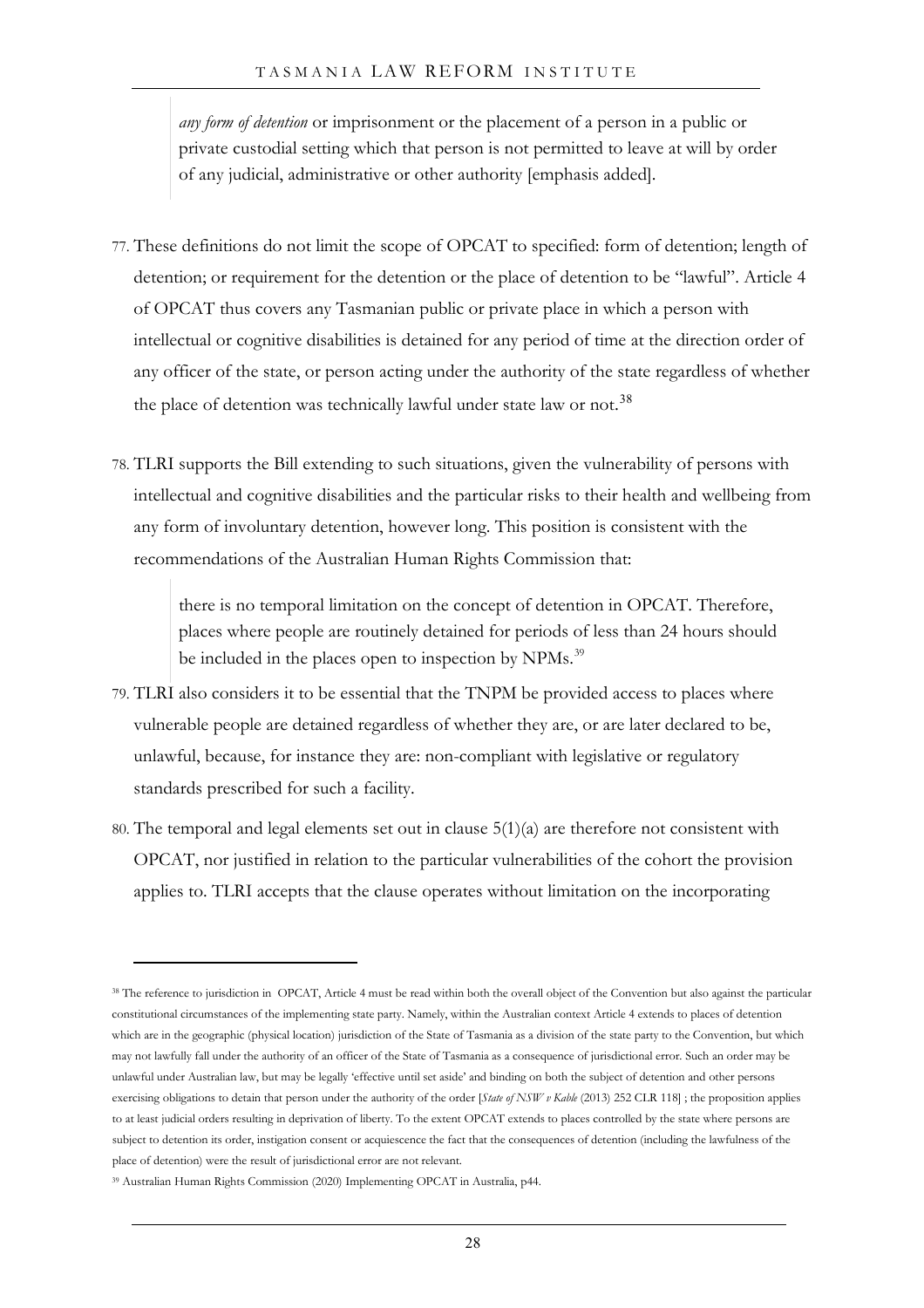> *any form of detention* or imprisonment or the placement of a person in a public or private custodial setting which that person is not permitted to leave at will by order of any judicial, administrative or other authority [emphasis added].

77. These definitions do not limit the scope of OPCAT to specified: form of detention; length of detention; or requirement for the detention or the place of detention to be "lawful". Article 4 of OPCAT thus covers any Tasmanian public or private place in which a person with intellectual or cognitive disabilities is detained for any period of time at the direction order of any officer of the state, or person acting under the authority of the state regardless of whether the place of detention was technically lawful under state law or not.[38]

78. TLRI supports the Bill extending to such situations, given the vulnerability of persons with intellectual and cognitive disabilities and the particular risks to their health and wellbeing from any form of involuntary detention, however long. This position is consistent with the recommendations of the Australian Human Rights Commission that:

> there is no temporal limitation on the concept of detention in OPCAT. Therefore, places where people are routinely detained for periods of less than 24 hours should be included in the places open to inspection by NPMs.[39]

79. TLRI also considers it to be essential that the TNPM be provided access to places where vulnerable people are detained regardless of whether they are, or are later declared to be, unlawful, because, for instance they are: non-compliant with legislative or regulatory standards prescribed for such a facility.

80. The temporal and legal elements set out in clause 5(1)(a) are therefore not consistent with OPCAT, nor justified in relation to the particular vulnerabilities of the cohort the provision applies to. TLRI accepts that the clause operates without limitation on the incorporating

---

[38] The reference to jurisdiction in OPCAT, Article 4 must be read within both the overall object of the Convention but also against the particular constitutional circumstances of the implementing state party. Namely, within the Australian context Article 4 extends to places of detention which are in the geographic (physical location) jurisdiction of the State of Tasmania as a division of the state party to the Convention, but which may not lawfully fall under the authority of an officer of the State of Tasmania as a consequence of jurisdictional error. Such an order may be unlawful under Australian law, but may be legally 'effective until set aside' and binding on both the subject of detention and other persons exercising obligations to detain that person under the authority of the order [*State of NSW v Kable* (2013) 252 CLR 118] ; the proposition applies to at least judicial orders resulting in deprivation of liberty. To the extent OPCAT extends to places controlled by the state where persons are subject to detention its order, instigation consent or acquiescence the fact that the consequences of detention (including the lawfulness of the place of detention) were the result of jurisdictional error are not relevant.

[39] Australian Human Rights Commission (2020) Implementing OPCAT in Australia, p44.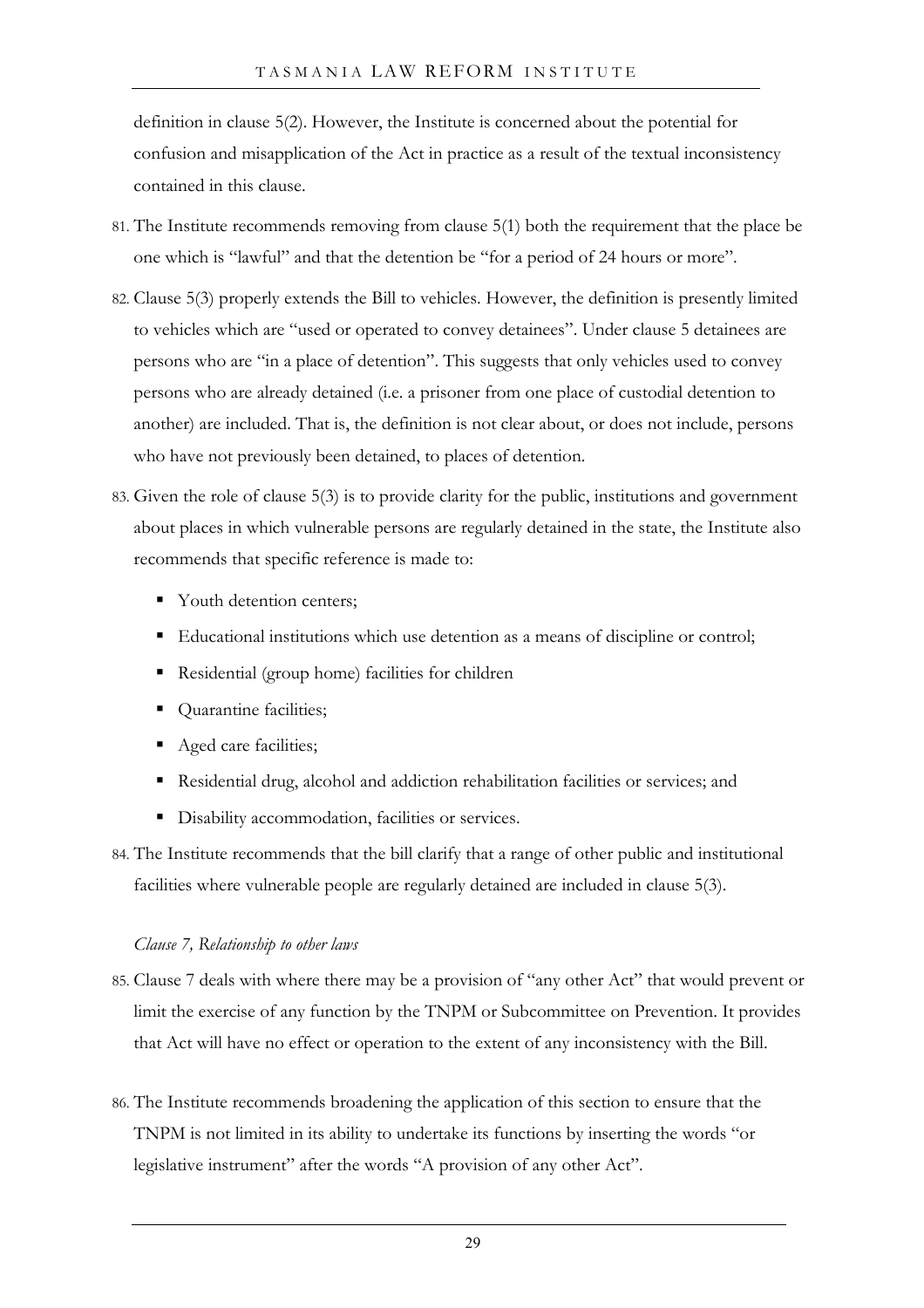definition in clause 5(2). However, the Institute is concerned about the potential for confusion and misapplication of the Act in practice as a result of the textual inconsistency contained in this clause.

81. The Institute recommends removing from clause 5(1) both the requirement that the place be one which is "lawful" and that the detention be "for a period of 24 hours or more".

82. Clause 5(3) properly extends the Bill to vehicles. However, the definition is presently limited to vehicles which are "used or operated to convey detainees". Under clause 5 detainees are persons who are "in a place of detention". This suggests that only vehicles used to convey persons who are already detained (i.e. a prisoner from one place of custodial detention to another) are included. That is, the definition is not clear about, or does not include, persons who have not previously been detained, to places of detention.

83. Given the role of clause 5(3) is to provide clarity for the public, institutions and government about places in which vulnerable persons are regularly detained in the state, the Institute also recommends that specific reference is made to:

   - Youth detention centers;
   - Educational institutions which use detention as a means of discipline or control;
   - Residential (group home) facilities for children
   - Quarantine facilities;
   - Aged care facilities;
   - Residential drug, alcohol and addiction rehabilitation facilities or services; and
   - Disability accommodation, facilities or services.

84. The Institute recommends that the bill clarify that a range of other public and institutional facilities where vulnerable people are regularly detained are included in clause 5(3).

*Clause 7, Relationship to other laws*

85. Clause 7 deals with where there may be a provision of "any other Act" that would prevent or limit the exercise of any function by the TNPM or Subcommittee on Prevention. It provides that Act will have no effect or operation to the extent of any inconsistency with the Bill.

86. The Institute recommends broadening the application of this section to ensure that the TNPM is not limited in its ability to undertake its functions by inserting the words "or legislative instrument" after the words "A provision of any other Act".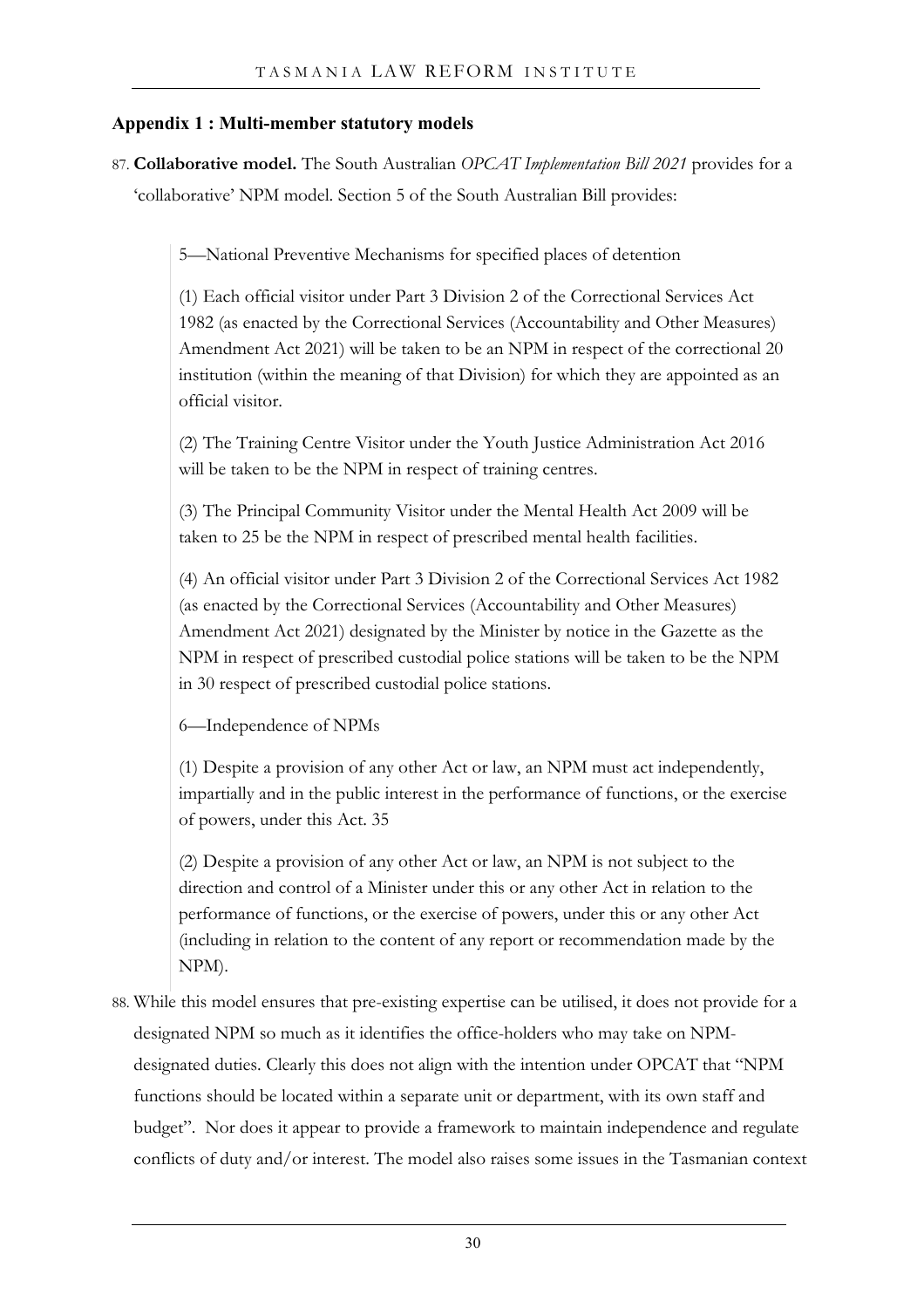## Appendix 1 : Multi-member statutory models

87. **Collaborative model.** The South Australian *OPCAT Implementation Bill 2021* provides for a 'collaborative' NPM model. Section 5 of the South Australian Bill provides:

> 5—National Preventive Mechanisms for specified places of detention
>
> (1) Each official visitor under Part 3 Division 2 of the Correctional Services Act 1982 (as enacted by the Correctional Services (Accountability and Other Measures) Amendment Act 2021) will be taken to be an NPM in respect of the correctional 20 institution (within the meaning of that Division) for which they are appointed as an official visitor.
>
> (2) The Training Centre Visitor under the Youth Justice Administration Act 2016 will be taken to be the NPM in respect of training centres.
>
> (3) The Principal Community Visitor under the Mental Health Act 2009 will be taken to 25 be the NPM in respect of prescribed mental health facilities.
>
> (4) An official visitor under Part 3 Division 2 of the Correctional Services Act 1982 (as enacted by the Correctional Services (Accountability and Other Measures) Amendment Act 2021) designated by the Minister by notice in the Gazette as the NPM in respect of prescribed custodial police stations will be taken to be the NPM in 30 respect of prescribed custodial police stations.
>
> 6—Independence of NPMs
>
> (1) Despite a provision of any other Act or law, an NPM must act independently, impartially and in the public interest in the performance of functions, or the exercise of powers, under this Act. 35
>
> (2) Despite a provision of any other Act or law, an NPM is not subject to the direction and control of a Minister under this or any other Act in relation to the performance of functions, or the exercise of powers, under this or any other Act (including in relation to the content of any report or recommendation made by the NPM).

88. While this model ensures that pre-existing expertise can be utilised, it does not provide for a designated NPM so much as it identifies the office-holders who may take on NPM-designated duties. Clearly this does not align with the intention under OPCAT that "NPM functions should be located within a separate unit or department, with its own staff and budget". Nor does it appear to provide a framework to maintain independence and regulate conflicts of duty and/or interest. The model also raises some issues in the Tasmanian context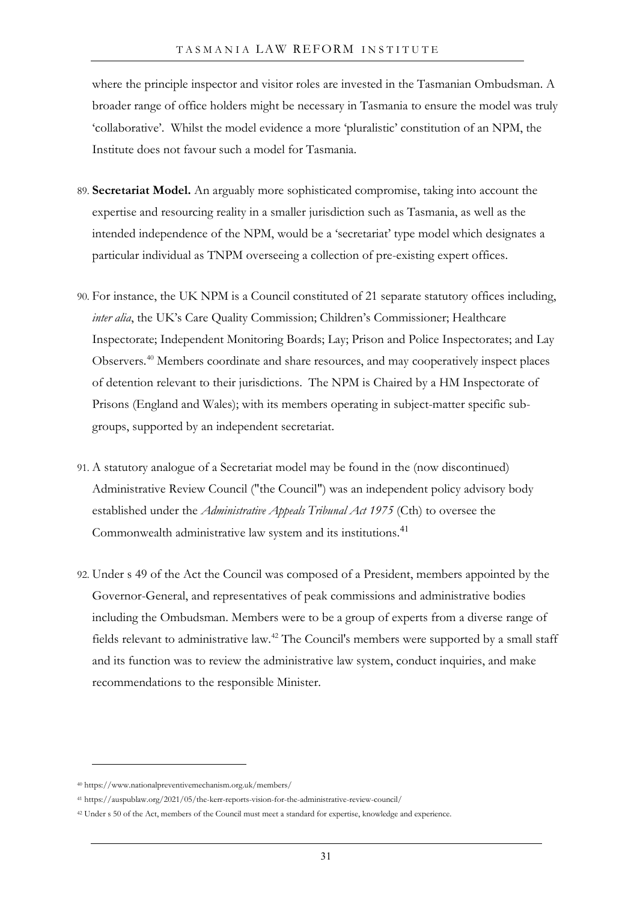where the principle inspector and visitor roles are invested in the Tasmanian Ombudsman. A broader range of office holders might be necessary in Tasmania to ensure the model was truly 'collaborative'. Whilst the model evidence a more 'pluralistic' constitution of an NPM, the Institute does not favour such a model for Tasmania.

89. **Secretariat Model.** An arguably more sophisticated compromise, taking into account the expertise and resourcing reality in a smaller jurisdiction such as Tasmania, as well as the intended independence of the NPM, would be a 'secretariat' type model which designates a particular individual as TNPM overseeing a collection of pre-existing expert offices.

90. For instance, the UK NPM is a Council constituted of 21 separate statutory offices including, *inter alia*, the UK's Care Quality Commission; Children's Commissioner; Healthcare Inspectorate; Independent Monitoring Boards; Lay; Prison and Police Inspectorates; and Lay Observers.[40] Members coordinate and share resources, and may cooperatively inspect places of detention relevant to their jurisdictions. The NPM is Chaired by a HM Inspectorate of Prisons (England and Wales); with its members operating in subject-matter specific sub-groups, supported by an independent secretariat.

91. A statutory analogue of a Secretariat model may be found in the (now discontinued) Administrative Review Council ("the Council") was an independent policy advisory body established under the *Administrative Appeals Tribunal Act 1975* (Cth) to oversee the Commonwealth administrative law system and its institutions.[41]

92. Under s 49 of the Act the Council was composed of a President, members appointed by the Governor-General, and representatives of peak commissions and administrative bodies including the Ombudsman. Members were to be a group of experts from a diverse range of fields relevant to administrative law.[42] The Council's members were supported by a small staff and its function was to review the administrative law system, conduct inquiries, and make recommendations to the responsible Minister.

---

[40] https://www.nationalpreventivemechanism.org.uk/members/

[41] https://auspublaw.org/2021/05/the-kerr-reports-vision-for-the-administrative-review-council/

[42] Under s 50 of the Act, members of the Council must meet a standard for expertise, knowledge and experience.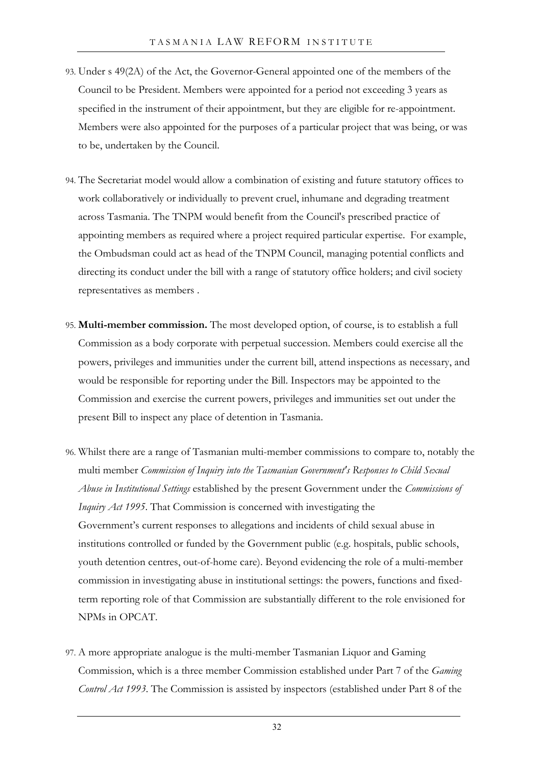93. Under s 49(2A) of the Act, the Governor-General appointed one of the members of the Council to be President. Members were appointed for a period not exceeding 3 years as specified in the instrument of their appointment, but they are eligible for re-appointment. Members were also appointed for the purposes of a particular project that was being, or was to be, undertaken by the Council.

94. The Secretariat model would allow a combination of existing and future statutory offices to work collaboratively or individually to prevent cruel, inhumane and degrading treatment across Tasmania. The TNPM would benefit from the Council's prescribed practice of appointing members as required where a project required particular expertise. For example, the Ombudsman could act as head of the TNPM Council, managing potential conflicts and directing its conduct under the bill with a range of statutory office holders; and civil society representatives as members .

95. **Multi-member commission.** The most developed option, of course, is to establish a full Commission as a body corporate with perpetual succession. Members could exercise all the powers, privileges and immunities under the current bill, attend inspections as necessary, and would be responsible for reporting under the Bill. Inspectors may be appointed to the Commission and exercise the current powers, privileges and immunities set out under the present Bill to inspect any place of detention in Tasmania.

96. Whilst there are a range of Tasmanian multi-member commissions to compare to, notably the multi member *Commission of Inquiry into the Tasmanian Government's Responses to Child Sexual Abuse in Institutional Settings* established by the present Government under the *Commissions of Inquiry Act 1995*. That Commission is concerned with investigating the Government's current responses to allegations and incidents of child sexual abuse in institutions controlled or funded by the Government public (e.g. hospitals, public schools, youth detention centres, out-of-home care). Beyond evidencing the role of a multi-member commission in investigating abuse in institutional settings: the powers, functions and fixed-term reporting role of that Commission are substantially different to the role envisioned for NPMs in OPCAT.

97. A more appropriate analogue is the multi-member Tasmanian Liquor and Gaming Commission, which is a three member Commission established under Part 7 of the *Gaming Control Act 1993*. The Commission is assisted by inspectors (established under Part 8 of the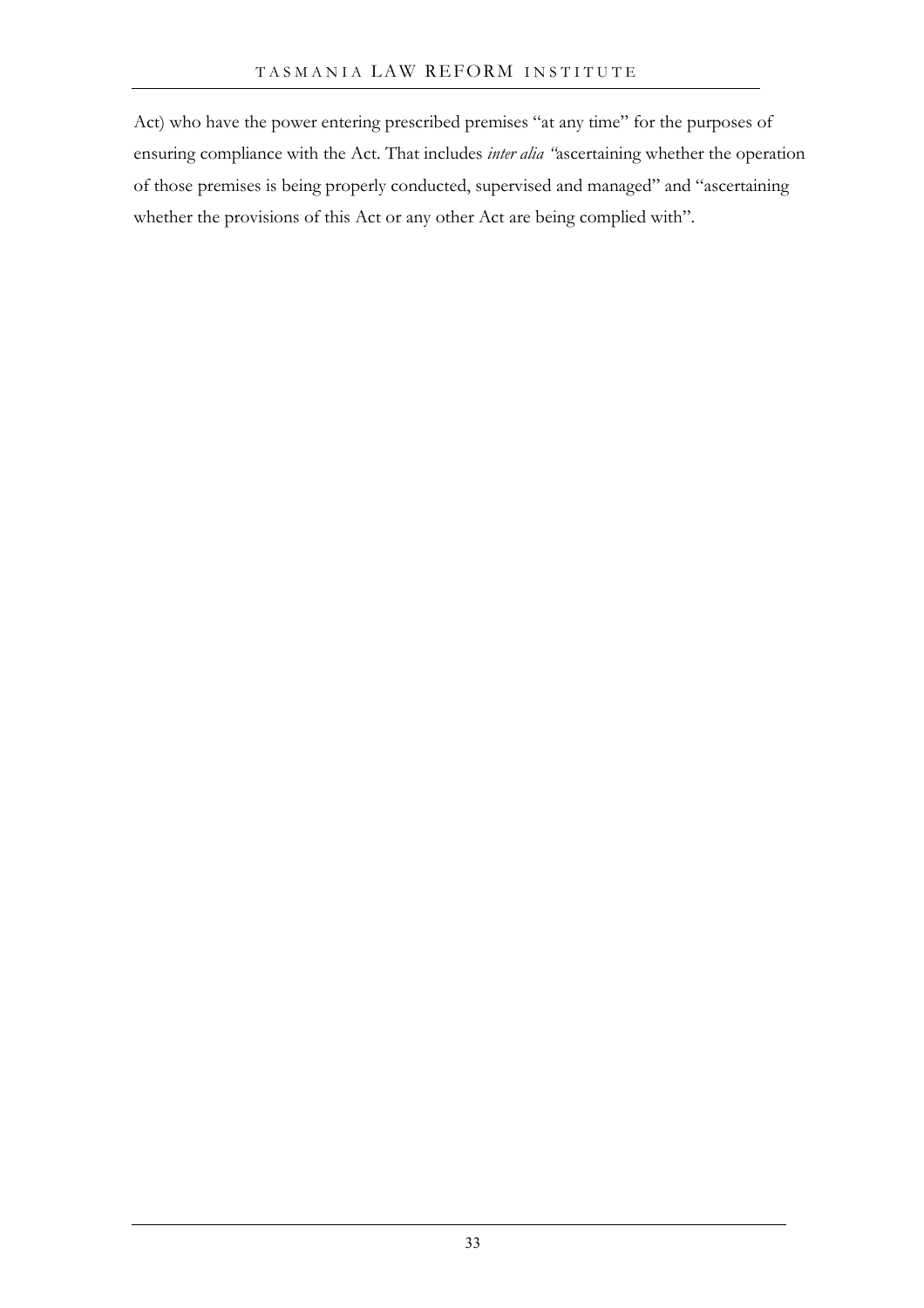Act) who have the power entering prescribed premises "at any time" for the purposes of ensuring compliance with the Act. That includes *inter alia "*ascertaining whether the operation of those premises is being properly conducted, supervised and managed" and "ascertaining whether the provisions of this Act or any other Act are being complied with".